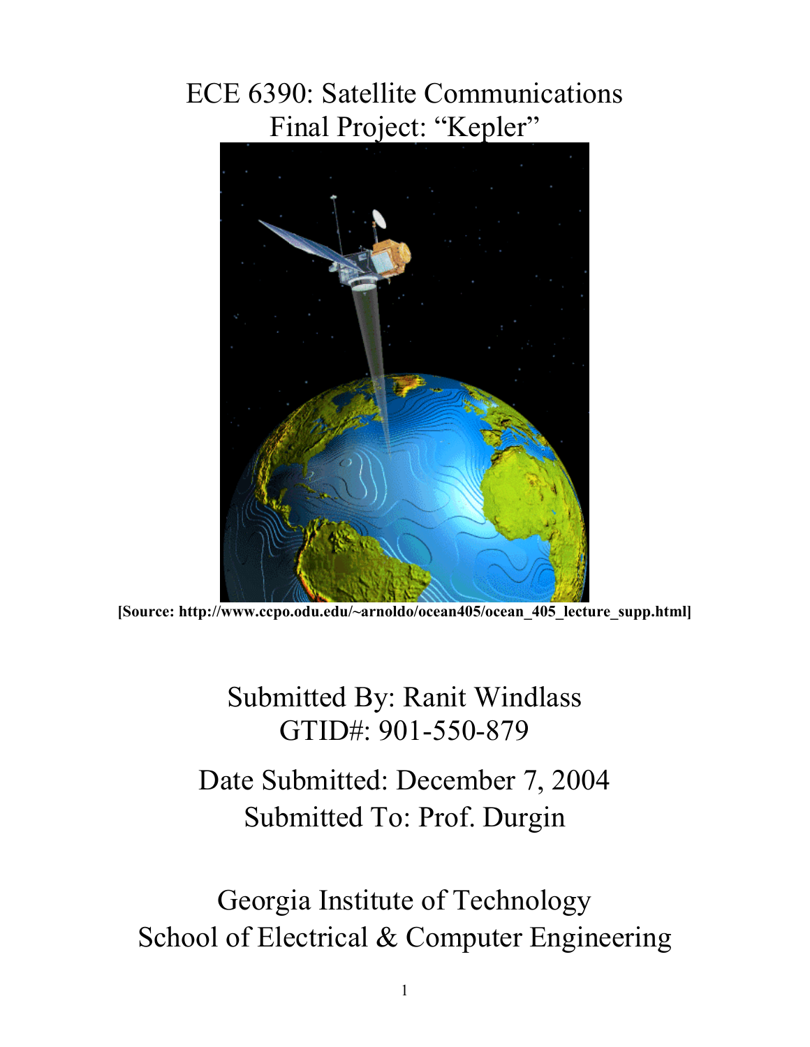# ECE 6390: Satellite Communications
## Final Project: "Kepler"

**[Source: http://www.ccpo.odu.edu/~arnoldo/ocean405/ocean_405_lecture_supp.html]**

Submitted By: Ranit Windlass
GTID#: 901-550-879

Date Submitted: December 7, 2004
Submitted To: Prof. Durgin

Georgia Institute of Technology
School of Electrical & Computer Engineering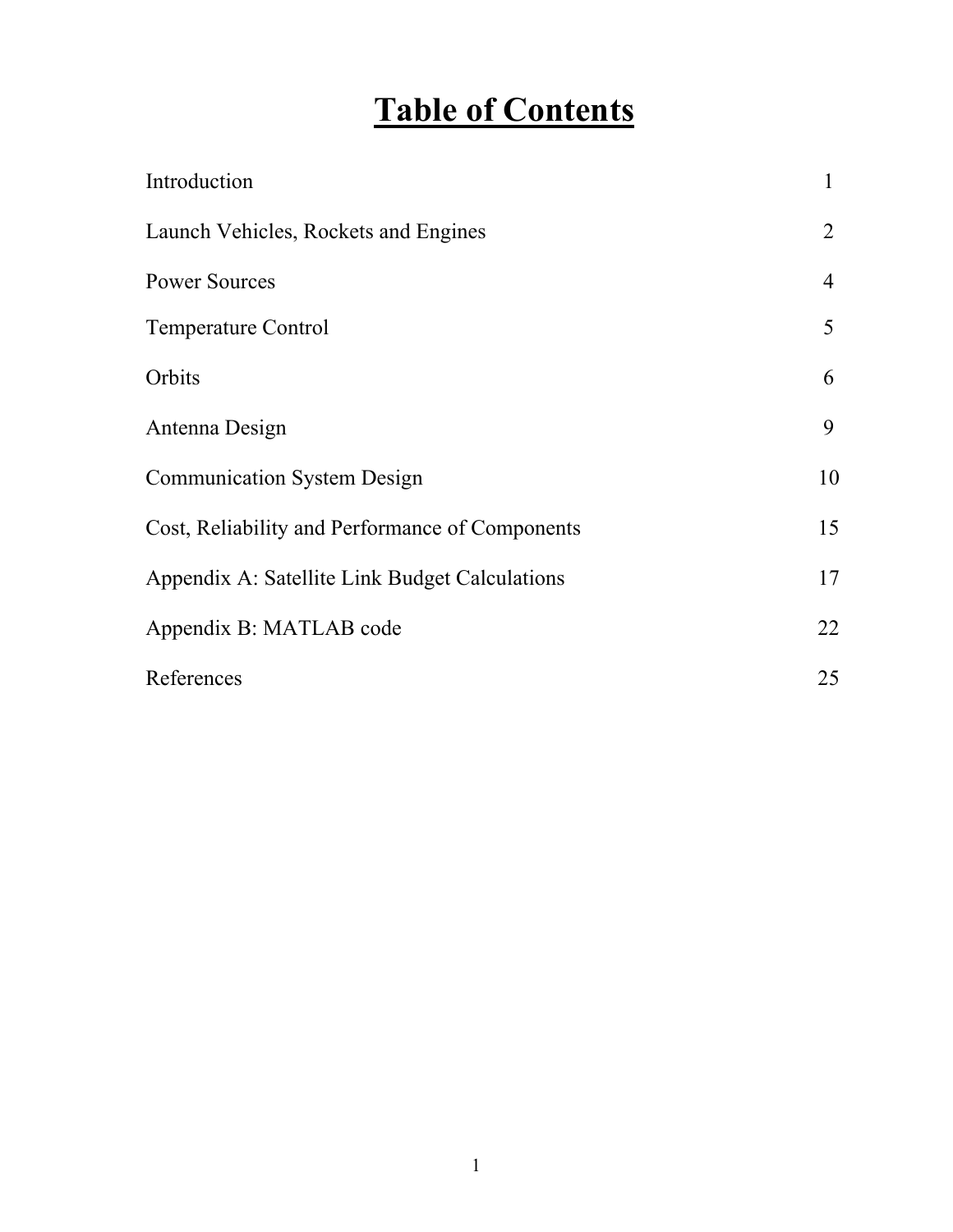# Table of Contents

| | |
|---|---|
| Introduction | 1 |
| Launch Vehicles, Rockets and Engines | 2 |
| Power Sources | 4 |
| Temperature Control | 5 |
| Orbits | 6 |
| Antenna Design | 9 |
| Communication System Design | 10 |
| Cost, Reliability and Performance of Components | 15 |
| Appendix A: Satellite Link Budget Calculations | 17 |
| Appendix B: MATLAB code | 22 |
| References | 25 |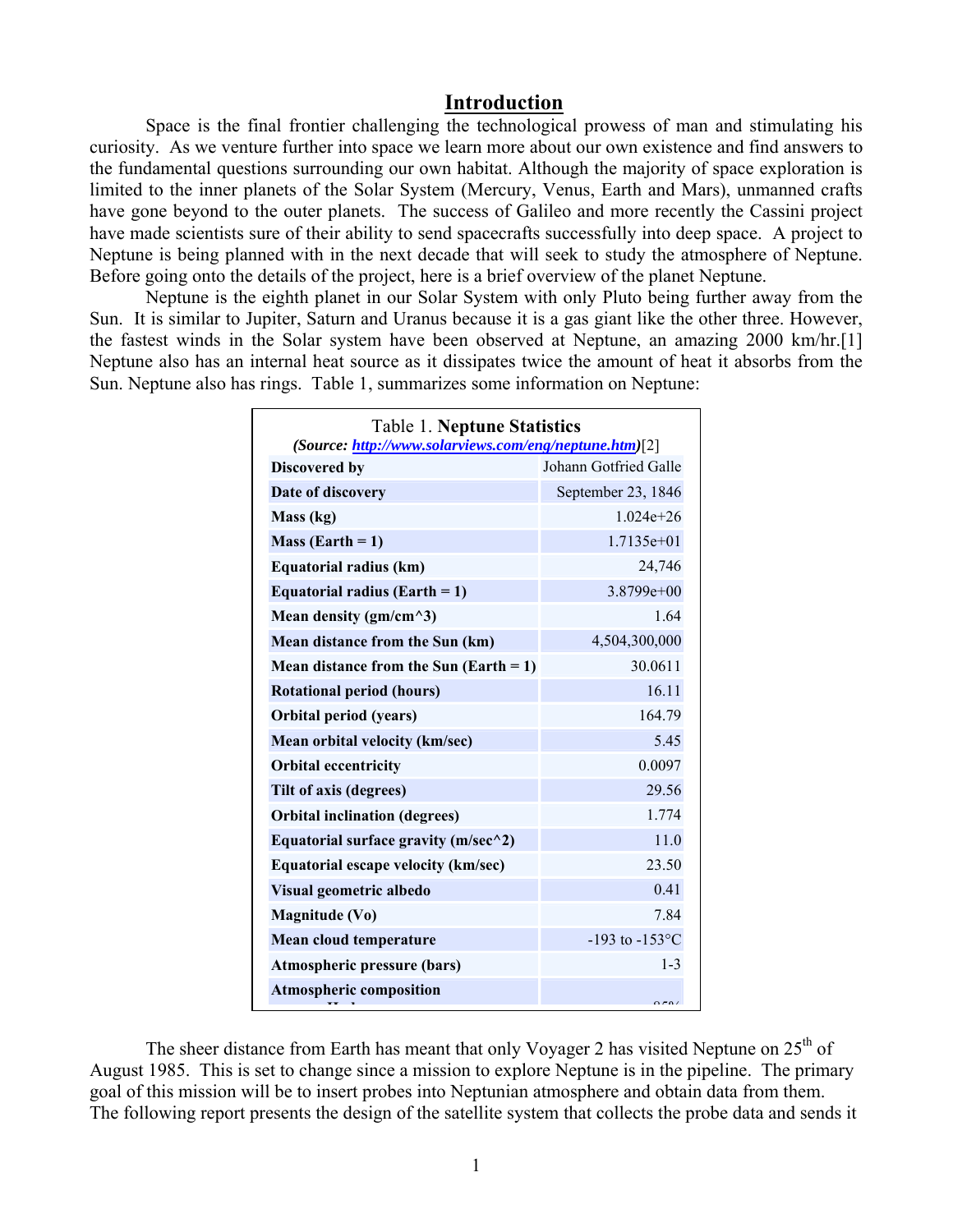# Introduction

Space is the final frontier challenging the technological prowess of man and stimulating his curiosity. As we venture further into space we learn more about our own existence and find answers to the fundamental questions surrounding our own habitat. Although the majority of space exploration is limited to the inner planets of the Solar System (Mercury, Venus, Earth and Mars), unmanned crafts have gone beyond to the outer planets. The success of Galileo and more recently the Cassini project have made scientists sure of their ability to send spacecrafts successfully into deep space. A project to Neptune is being planned with in the next decade that will seek to study the atmosphere of Neptune. Before going onto the details of the project, here is a brief overview of the planet Neptune.

Neptune is the eighth planet in our Solar System with only Pluto being further away from the Sun. It is similar to Jupiter, Saturn and Uranus because it is a gas giant like the other three. However, the fastest winds in the Solar system have been observed at Neptune, an amazing 2000 km/hr.[1] Neptune also has an internal heat source as it dissipates twice the amount of heat it absorbs from the Sun. Neptune also has rings. Table 1, summarizes some information on Neptune:

Table 1. **Neptune Statistics**
***(Source: http://www.solarviews.com/eng/neptune.htm)***[2]

| | |
|---|---|
| **Discovered by** | Johann Gotfried Galle |
| **Date of discovery** | September 23, 1846 |
| **Mass (kg)** | 1.024e+26 |
| **Mass (Earth = 1)** | 1.7135e+01 |
| **Equatorial radius (km)** | 24,746 |
| **Equatorial radius (Earth = 1)** | 3.8799e+00 |
| **Mean density (gm/cm^3)** | 1.64 |
| **Mean distance from the Sun (km)** | 4,504,300,000 |
| **Mean distance from the Sun (Earth = 1)** | 30.0611 |
| **Rotational period (hours)** | 16.11 |
| **Orbital period (years)** | 164.79 |
| **Mean orbital velocity (km/sec)** | 5.45 |
| **Orbital eccentricity** | 0.0097 |
| **Tilt of axis (degrees)** | 29.56 |
| **Orbital inclination (degrees)** | 1.774 |
| **Equatorial surface gravity (m/sec^2)** | 11.0 |
| **Equatorial escape velocity (km/sec)** | 23.50 |
| **Visual geometric albedo** | 0.41 |
| **Magnitude (Vo)** | 7.84 |
| **Mean cloud temperature** | -193 to -153°C |
| **Atmospheric pressure (bars)** | 1-3 |
| **Atmospheric composition** | |

The sheer distance from Earth has meant that only Voyager 2 has visited Neptune on 25th of August 1985. This is set to change since a mission to explore Neptune is in the pipeline. The primary goal of this mission will be to insert probes into Neptunian atmosphere and obtain data from them. The following report presents the design of the satellite system that collects the probe data and sends it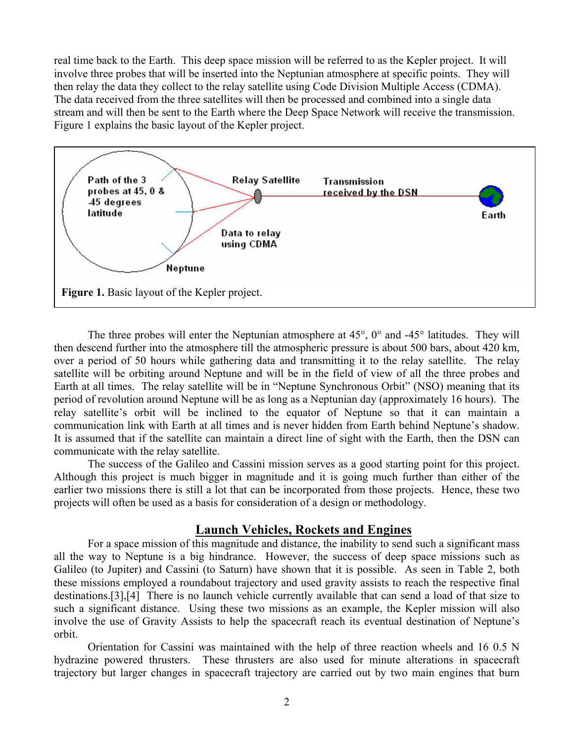real time back to the Earth. This deep space mission will be referred to as the Kepler project. It will involve three probes that will be inserted into the Neptunian atmosphere at specific points. They will then relay the data they collect to the relay satellite using Code Division Multiple Access (CDMA). The data received from the three satellites will then be processed and combined into a single data stream and will then be sent to the Earth where the Deep Space Network will receive the transmission. Figure 1 explains the basic layout of the Kepler project.

**Figure 1.** Basic layout of the Kepler project.

The three probes will enter the Neptunian atmosphere at 45°, 0° and -45° latitudes. They will then descend further into the atmosphere till the atmospheric pressure is about 500 bars, about 420 km, over a period of 50 hours while gathering data and transmitting it to the relay satellite. The relay satellite will be orbiting around Neptune and will be in the field of view of all the three probes and Earth at all times. The relay satellite will be in "Neptune Synchronous Orbit" (NSO) meaning that its period of revolution around Neptune will be as long as a Neptunian day (approximately 16 hours). The relay satellite's orbit will be inclined to the equator of Neptune so that it can maintain a communication link with Earth at all times and is never hidden from Earth behind Neptune's shadow. It is assumed that if the satellite can maintain a direct line of sight with the Earth, then the DSN can communicate with the relay satellite.

The success of the Galileo and Cassini mission serves as a good starting point for this project. Although this project is much bigger in magnitude and it is going much further than either of the earlier two missions there is still a lot that can be incorporated from those projects. Hence, these two projects will often be used as a basis for consideration of a design or methodology.

## Launch Vehicles, Rockets and Engines

For a space mission of this magnitude and distance, the inability to send such a significant mass all the way to Neptune is a big hindrance. However, the success of deep space missions such as Galileo (to Jupiter) and Cassini (to Saturn) have shown that it is possible. As seen in Table 2, both these missions employed a roundabout trajectory and used gravity assists to reach the respective final destinations.[3],[4] There is no launch vehicle currently available that can send a load of that size to such a significant distance. Using these two missions as an example, the Kepler mission will also involve the use of Gravity Assists to help the spacecraft reach its eventual destination of Neptune's orbit.

Orientation for Cassini was maintained with the help of three reaction wheels and 16 0.5 N hydrazine powered thrusters. These thrusters are also used for minute alterations in spacecraft trajectory but larger changes in spacecraft trajectory are carried out by two main engines that burn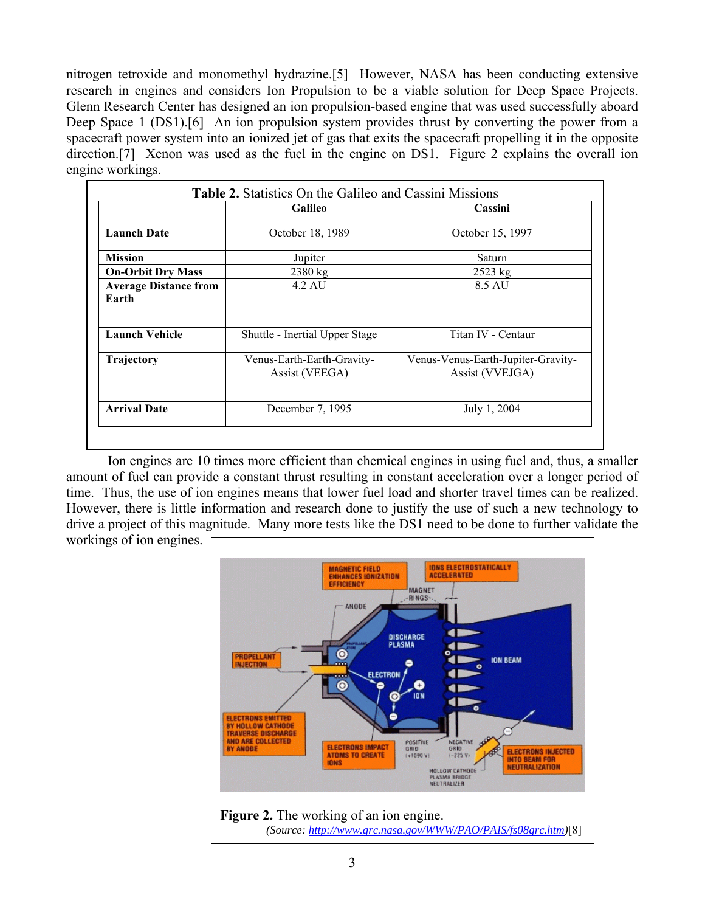nitrogen tetroxide and monomethyl hydrazine.[5] However, NASA has been conducting extensive research in engines and considers Ion Propulsion to be a viable solution for Deep Space Projects. Glenn Research Center has designed an ion propulsion-based engine that was used successfully aboard Deep Space 1 (DS1).[6] An ion propulsion system provides thrust by converting the power from a spacecraft power system into an ionized jet of gas that exits the spacecraft propelling it in the opposite direction.[7] Xenon was used as the fuel in the engine on DS1. Figure 2 explains the overall ion engine workings.

**Table 2.** Statistics On the Galileo and Cassini Missions

| | Galileo | Cassini |
|---|---|---|
| **Launch Date** | October 18, 1989 | October 15, 1997 |
| **Mission** | Jupiter | Saturn |
| **On-Orbit Dry Mass** | 2380 kg | 2523 kg |
| **Average Distance from Earth** | 4.2 AU | 8.5 AU |
| **Launch Vehicle** | Shuttle - Inertial Upper Stage | Titan IV - Centaur |
| **Trajectory** | Venus-Earth-Earth-Gravity-Assist (VEEGA) | Venus-Venus-Earth-Jupiter-Gravity-Assist (VVEJGA) |
| **Arrival Date** | December 7, 1995 | July 1, 2004 |

Ion engines are 10 times more efficient than chemical engines in using fuel and, thus, a smaller amount of fuel can provide a constant thrust resulting in constant acceleration over a longer period of time. Thus, the use of ion engines means that lower fuel load and shorter travel times can be realized. However, there is little information and research done to justify the use of such a new technology to drive a project of this magnitude. Many more tests like the DS1 need to be done to further validate the workings of ion engines.

**Figure 2.** The working of an ion engine.
*(Source: http://www.grc.nasa.gov/WWW/PAO/PAIS/fs08grc.htm)*[8]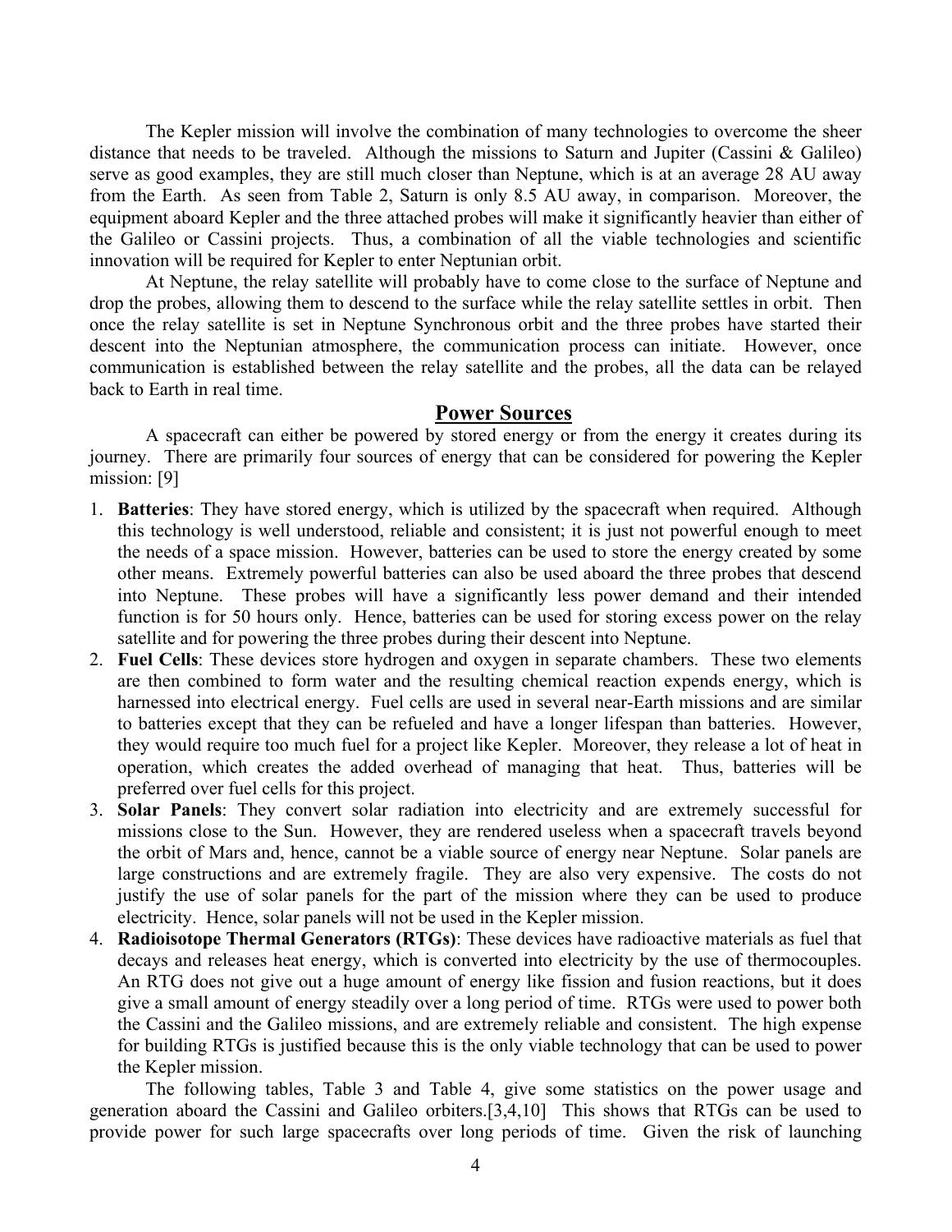The Kepler mission will involve the combination of many technologies to overcome the sheer distance that needs to be traveled. Although the missions to Saturn and Jupiter (Cassini & Galileo) serve as good examples, they are still much closer than Neptune, which is at an average 28 AU away from the Earth. As seen from Table 2, Saturn is only 8.5 AU away, in comparison. Moreover, the equipment aboard Kepler and the three attached probes will make it significantly heavier than either of the Galileo or Cassini projects. Thus, a combination of all the viable technologies and scientific innovation will be required for Kepler to enter Neptunian orbit.

At Neptune, the relay satellite will probably have to come close to the surface of Neptune and drop the probes, allowing them to descend to the surface while the relay satellite settles in orbit. Then once the relay satellite is set in Neptune Synchronous orbit and the three probes have started their descent into the Neptunian atmosphere, the communication process can initiate. However, once communication is established between the relay satellite and the probes, all the data can be relayed back to Earth in real time.

## Power Sources

A spacecraft can either be powered by stored energy or from the energy it creates during its journey. There are primarily four sources of energy that can be considered for powering the Kepler mission: [9]

1. **Batteries**: They have stored energy, which is utilized by the spacecraft when required. Although this technology is well understood, reliable and consistent; it is just not powerful enough to meet the needs of a space mission. However, batteries can be used to store the energy created by some other means. Extremely powerful batteries can also be used aboard the three probes that descend into Neptune. These probes will have a significantly less power demand and their intended function is for 50 hours only. Hence, batteries can be used for storing excess power on the relay satellite and for powering the three probes during their descent into Neptune.
2. **Fuel Cells**: These devices store hydrogen and oxygen in separate chambers. These two elements are then combined to form water and the resulting chemical reaction expends energy, which is harnessed into electrical energy. Fuel cells are used in several near-Earth missions and are similar to batteries except that they can be refueled and have a longer lifespan than batteries. However, they would require too much fuel for a project like Kepler. Moreover, they release a lot of heat in operation, which creates the added overhead of managing that heat. Thus, batteries will be preferred over fuel cells for this project.
3. **Solar Panels**: They convert solar radiation into electricity and are extremely successful for missions close to the Sun. However, they are rendered useless when a spacecraft travels beyond the orbit of Mars and, hence, cannot be a viable source of energy near Neptune. Solar panels are large constructions and are extremely fragile. They are also very expensive. The costs do not justify the use of solar panels for the part of the mission where they can be used to produce electricity. Hence, solar panels will not be used in the Kepler mission.
4. **Radioisotope Thermal Generators (RTGs)**: These devices have radioactive materials as fuel that decays and releases heat energy, which is converted into electricity by the use of thermocouples. An RTG does not give out a huge amount of energy like fission and fusion reactions, but it does give a small amount of energy steadily over a long period of time. RTGs were used to power both the Cassini and the Galileo missions, and are extremely reliable and consistent. The high expense for building RTGs is justified because this is the only viable technology that can be used to power the Kepler mission.

The following tables, Table 3 and Table 4, give some statistics on the power usage and generation aboard the Cassini and Galileo orbiters.[3,4,10] This shows that RTGs can be used to provide power for such large spacecrafts over long periods of time. Given the risk of launching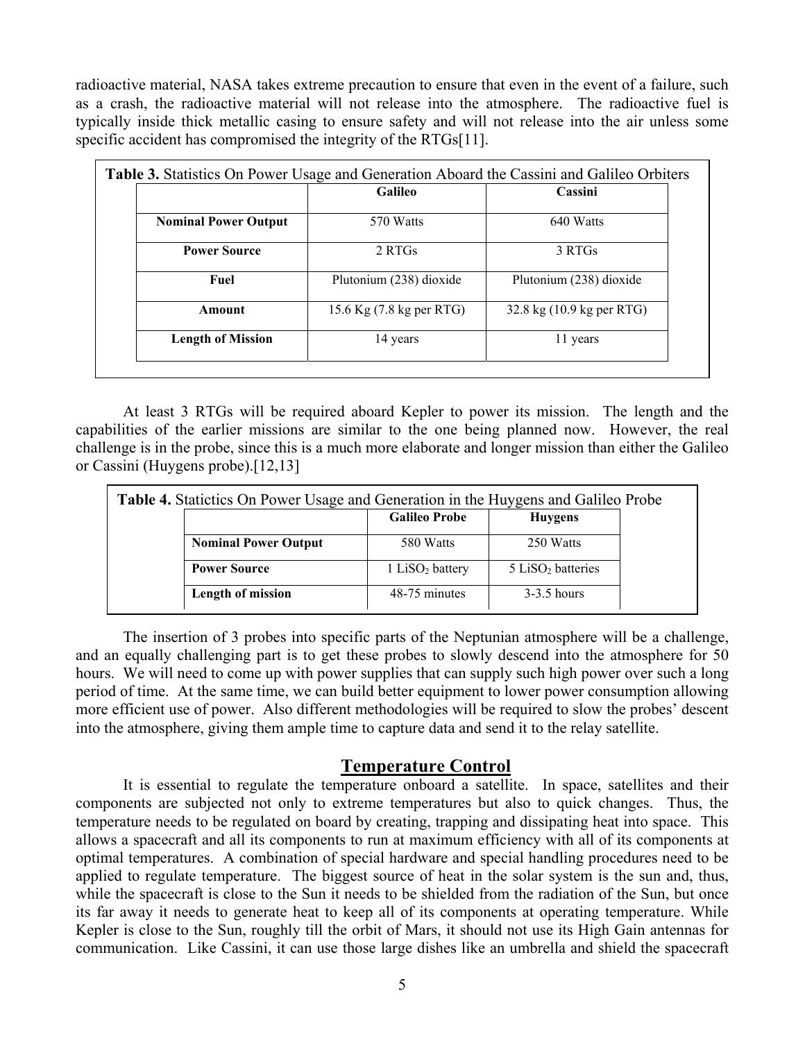radioactive material, NASA takes extreme precaution to ensure that even in the event of a failure, such as a crash, the radioactive material will not release into the atmosphere. The radioactive fuel is typically inside thick metallic casing to ensure safety and will not release into the air unless some specific accident has compromised the integrity of the RTGs[11].

**Table 3.** Statistics On Power Usage and Generation Aboard the Cassini and Galileo Orbiters

| | Galileo | Cassini |
|---|---|---|
| **Nominal Power Output** | 570 Watts | 640 Watts |
| **Power Source** | 2 RTGs | 3 RTGs |
| **Fuel** | Plutonium (238) dioxide | Plutonium (238) dioxide |
| **Amount** | 15.6 Kg (7.8 kg per RTG) | 32.8 kg (10.9 kg per RTG) |
| **Length of Mission** | 14 years | 11 years |

At least 3 RTGs will be required aboard Kepler to power its mission. The length and the capabilities of the earlier missions are similar to the one being planned now. However, the real challenge is in the probe, since this is a much more elaborate and longer mission than either the Galileo or Cassini (Huygens probe).[12,13]

**Table 4.** Statictics On Power Usage and Generation in the Huygens and Galileo Probe

| | Galileo Probe | Huygens |
|---|---|---|
| **Nominal Power Output** | 580 Watts | 250 Watts |
| **Power Source** | 1 $LiSO_2$ battery | 5 $LiSO_2$ batteries |
| **Length of mission** | 48-75 minutes | 3-3.5 hours |

The insertion of 3 probes into specific parts of the Neptunian atmosphere will be a challenge, and an equally challenging part is to get these probes to slowly descend into the atmosphere for 50 hours. We will need to come up with power supplies that can supply such high power over such a long period of time. At the same time, we can build better equipment to lower power consumption allowing more efficient use of power. Also different methodologies will be required to slow the probes' descent into the atmosphere, giving them ample time to capture data and send it to the relay satellite.

## Temperature Control

It is essential to regulate the temperature onboard a satellite. In space, satellites and their components are subjected not only to extreme temperatures but also to quick changes. Thus, the temperature needs to be regulated on board by creating, trapping and dissipating heat into space. This allows a spacecraft and all its components to run at maximum efficiency with all of its components at optimal temperatures. A combination of special hardware and special handling procedures need to be applied to regulate temperature. The biggest source of heat in the solar system is the sun and, thus, while the spacecraft is close to the Sun it needs to be shielded from the radiation of the Sun, but once its far away it needs to generate heat to keep all of its components at operating temperature. While Kepler is close to the Sun, roughly till the orbit of Mars, it should not use its High Gain antennas for communication. Like Cassini, it can use those large dishes like an umbrella and shield the spacecraft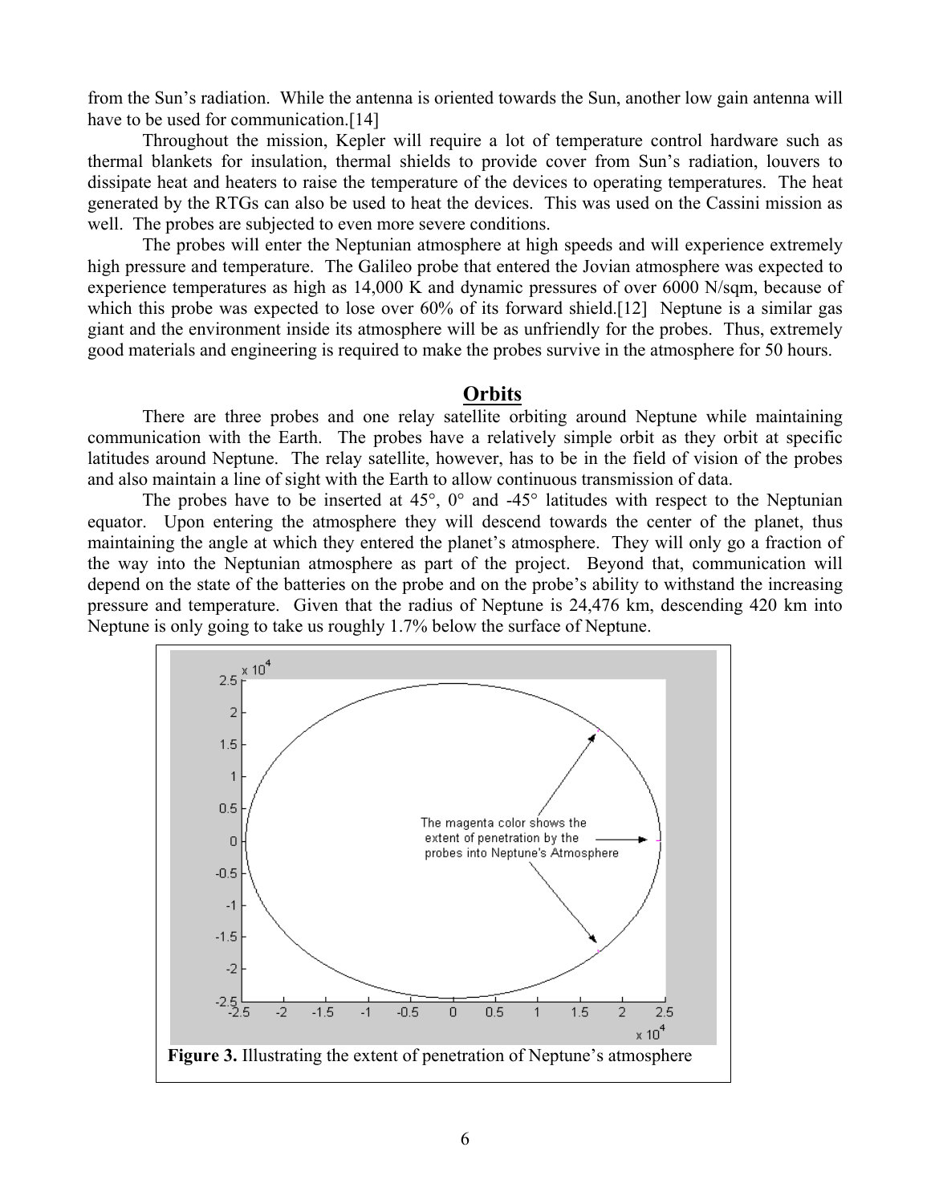from the Sun's radiation. While the antenna is oriented towards the Sun, another low gain antenna will have to be used for communication.[14]

Throughout the mission, Kepler will require a lot of temperature control hardware such as thermal blankets for insulation, thermal shields to provide cover from Sun's radiation, louvers to dissipate heat and heaters to raise the temperature of the devices to operating temperatures. The heat generated by the RTGs can also be used to heat the devices. This was used on the Cassini mission as well. The probes are subjected to even more severe conditions.

The probes will enter the Neptunian atmosphere at high speeds and will experience extremely high pressure and temperature. The Galileo probe that entered the Jovian atmosphere was expected to experience temperatures as high as 14,000 K and dynamic pressures of over 6000 N/sqm, because of which this probe was expected to lose over 60% of its forward shield.[12] Neptune is a similar gas giant and the environment inside its atmosphere will be as unfriendly for the probes. Thus, extremely good materials and engineering is required to make the probes survive in the atmosphere for 50 hours.

## Orbits

There are three probes and one relay satellite orbiting around Neptune while maintaining communication with the Earth. The probes have a relatively simple orbit as they orbit at specific latitudes around Neptune. The relay satellite, however, has to be in the field of vision of the probes and also maintain a line of sight with the Earth to allow continuous transmission of data.

The probes have to be inserted at 45°, 0° and -45° latitudes with respect to the Neptunian equator. Upon entering the atmosphere they will descend towards the center of the planet, thus maintaining the angle at which they entered the planet's atmosphere. They will only go a fraction of the way into the Neptunian atmosphere as part of the project. Beyond that, communication will depend on the state of the batteries on the probe and on the probe's ability to withstand the increasing pressure and temperature. Given that the radius of Neptune is 24,476 km, descending 420 km into Neptune is only going to take us roughly 1.7% below the surface of Neptune.

**Figure 3.** Illustrating the extent of penetration of Neptune's atmosphere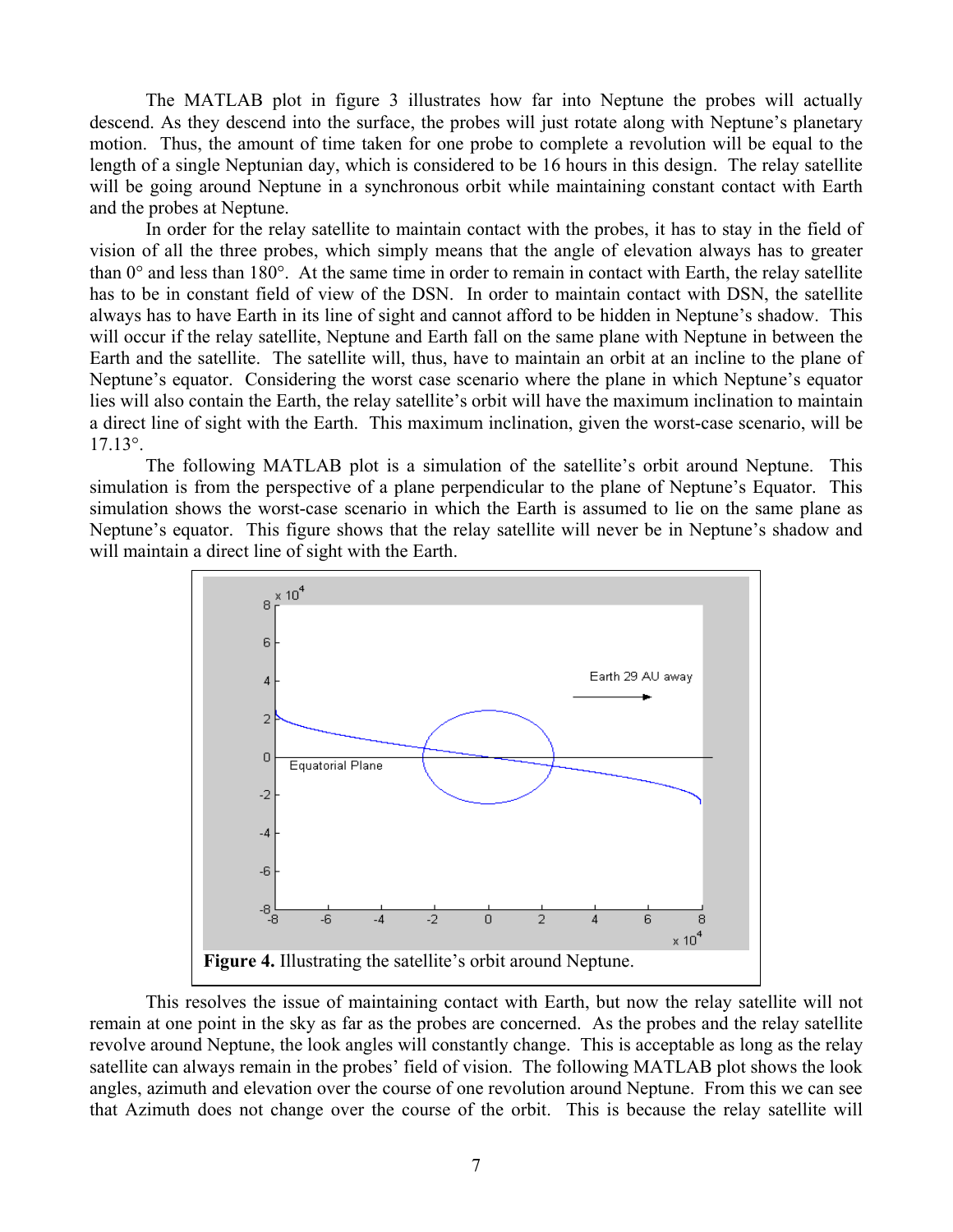The MATLAB plot in figure 3 illustrates how far into Neptune the probes will actually descend. As they descend into the surface, the probes will just rotate along with Neptune's planetary motion. Thus, the amount of time taken for one probe to complete a revolution will be equal to the length of a single Neptunian day, which is considered to be 16 hours in this design. The relay satellite will be going around Neptune in a synchronous orbit while maintaining constant contact with Earth and the probes at Neptune.

In order for the relay satellite to maintain contact with the probes, it has to stay in the field of vision of all the three probes, which simply means that the angle of elevation always has to greater than 0° and less than 180°. At the same time in order to remain in contact with Earth, the relay satellite has to be in constant field of view of the DSN. In order to maintain contact with DSN, the satellite always has to have Earth in its line of sight and cannot afford to be hidden in Neptune's shadow. This will occur if the relay satellite, Neptune and Earth fall on the same plane with Neptune in between the Earth and the satellite. The satellite will, thus, have to maintain an orbit at an incline to the plane of Neptune's equator. Considering the worst case scenario where the plane in which Neptune's equator lies will also contain the Earth, the relay satellite's orbit will have the maximum inclination to maintain a direct line of sight with the Earth. This maximum inclination, given the worst-case scenario, will be 17.13°.

The following MATLAB plot is a simulation of the satellite's orbit around Neptune. This simulation is from the perspective of a plane perpendicular to the plane of Neptune's Equator. This simulation shows the worst-case scenario in which the Earth is assumed to lie on the same plane as Neptune's equator. This figure shows that the relay satellite will never be in Neptune's shadow and will maintain a direct line of sight with the Earth.

**Figure 4.** Illustrating the satellite's orbit around Neptune.

This resolves the issue of maintaining contact with Earth, but now the relay satellite will not remain at one point in the sky as far as the probes are concerned. As the probes and the relay satellite revolve around Neptune, the look angles will constantly change. This is acceptable as long as the relay satellite can always remain in the probes' field of vision. The following MATLAB plot shows the look angles, azimuth and elevation over the course of one revolution around Neptune. From this we can see that Azimuth does not change over the course of the orbit. This is because the relay satellite will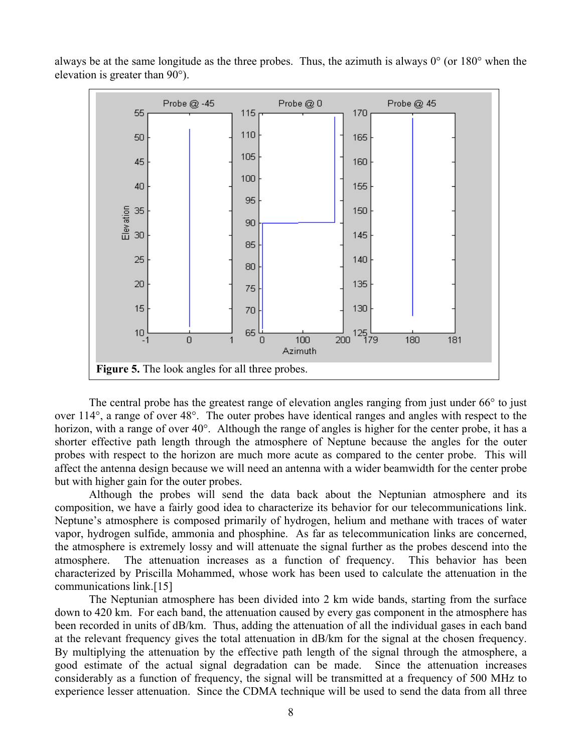always be at the same longitude as the three probes. Thus, the azimuth is always 0° (or 180° when the elevation is greater than 90°).

**Figure 5.** The look angles for all three probes.

The central probe has the greatest range of elevation angles ranging from just under 66° to just over 114°, a range of over 48°. The outer probes have identical ranges and angles with respect to the horizon, with a range of over 40°. Although the range of angles is higher for the center probe, it has a shorter effective path length through the atmosphere of Neptune because the angles for the outer probes with respect to the horizon are much more acute as compared to the center probe. This will affect the antenna design because we will need an antenna with a wider beamwidth for the center probe but with higher gain for the outer probes.

Although the probes will send the data back about the Neptunian atmosphere and its composition, we have a fairly good idea to characterize its behavior for our telecommunications link. Neptune's atmosphere is composed primarily of hydrogen, helium and methane with traces of water vapor, hydrogen sulfide, ammonia and phosphine. As far as telecommunication links are concerned, the atmosphere is extremely lossy and will attenuate the signal further as the probes descend into the atmosphere. The attenuation increases as a function of frequency. This behavior has been characterized by Priscilla Mohammed, whose work has been used to calculate the attenuation in the communications link.[15]

The Neptunian atmosphere has been divided into 2 km wide bands, starting from the surface down to 420 km. For each band, the attenuation caused by every gas component in the atmosphere has been recorded in units of dB/km. Thus, adding the attenuation of all the individual gases in each band at the relevant frequency gives the total attenuation in dB/km for the signal at the chosen frequency. By multiplying the attenuation by the effective path length of the signal through the atmosphere, a good estimate of the actual signal degradation can be made. Since the attenuation increases considerably as a function of frequency, the signal will be transmitted at a frequency of 500 MHz to experience lesser attenuation. Since the CDMA technique will be used to send the data from all three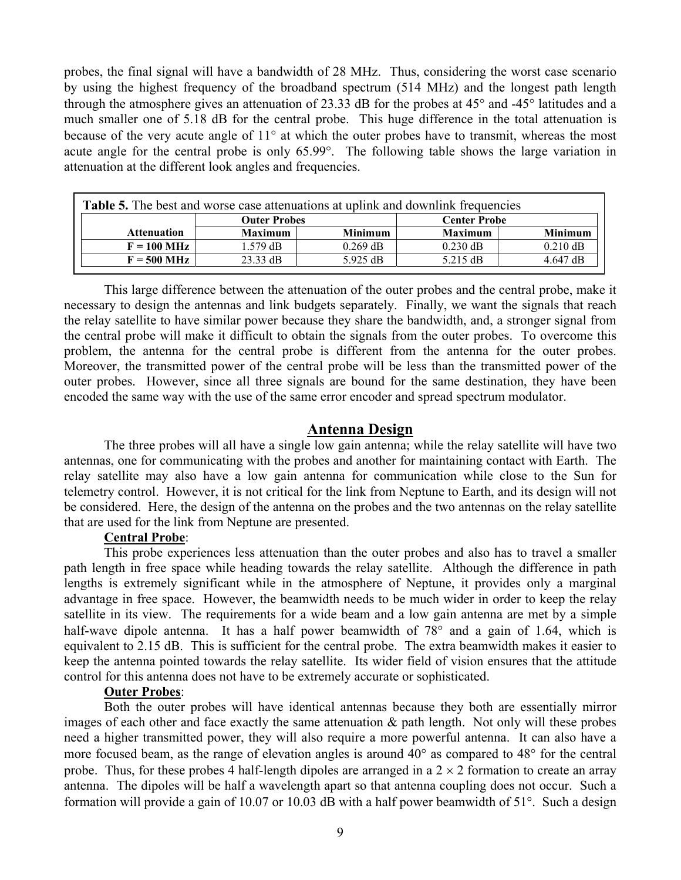probes, the final signal will have a bandwidth of 28 MHz. Thus, considering the worst case scenario by using the highest frequency of the broadband spectrum (514 MHz) and the longest path length through the atmosphere gives an attenuation of 23.33 dB for the probes at 45° and -45° latitudes and a much smaller one of 5.18 dB for the central probe. This huge difference in the total attenuation is because of the very acute angle of 11° at which the outer probes have to transmit, whereas the most acute angle for the central probe is only 65.99°. The following table shows the large variation in attenuation at the different look angles and frequencies.

**Table 5.** The best and worse case attenuations at uplink and downlink frequencies

| | Outer Probes | | Center Probe | |
|---|---|---|---|---|
| **Attenuation** | **Maximum** | **Minimum** | **Maximum** | **Minimum** |
| **F = 100 MHz** | 1.579 dB | 0.269 dB | 0.230 dB | 0.210 dB |
| **F = 500 MHz** | 23.33 dB | 5.925 dB | 5.215 dB | 4.647 dB |

This large difference between the attenuation of the outer probes and the central probe, make it necessary to design the antennas and link budgets separately. Finally, we want the signals that reach the relay satellite to have similar power because they share the bandwidth, and, a stronger signal from the central probe will make it difficult to obtain the signals from the outer probes. To overcome this problem, the antenna for the central probe is different from the antenna for the outer probes. Moreover, the transmitted power of the central probe will be less than the transmitted power of the outer probes. However, since all three signals are bound for the same destination, they have been encoded the same way with the use of the same error encoder and spread spectrum modulator.

## Antenna Design

The three probes will all have a single low gain antenna; while the relay satellite will have two antennas, one for communicating with the probes and another for maintaining contact with Earth. The relay satellite may also have a low gain antenna for communication while close to the Sun for telemetry control. However, it is not critical for the link from Neptune to Earth, and its design will not be considered. Here, the design of the antenna on the probes and the two antennas on the relay satellite that are used for the link from Neptune are presented.

**Central Probe**:

This probe experiences less attenuation than the outer probes and also has to travel a smaller path length in free space while heading towards the relay satellite. Although the difference in path lengths is extremely significant while in the atmosphere of Neptune, it provides only a marginal advantage in free space. However, the beamwidth needs to be much wider in order to keep the relay satellite in its view. The requirements for a wide beam and a low gain antenna are met by a simple half-wave dipole antenna. It has a half power beamwidth of 78° and a gain of 1.64, which is equivalent to 2.15 dB. This is sufficient for the central probe. The extra beamwidth makes it easier to keep the antenna pointed towards the relay satellite. Its wider field of vision ensures that the attitude control for this antenna does not have to be extremely accurate or sophisticated.

**Outer Probes**:

Both the outer probes will have identical antennas because they both are essentially mirror images of each other and face exactly the same attenuation & path length. Not only will these probes need a higher transmitted power, they will also require a more powerful antenna. It can also have a more focused beam, as the range of elevation angles is around 40° as compared to 48° for the central probe. Thus, for these probes 4 half-length dipoles are arranged in a $2 \times 2$ formation to create an array antenna. The dipoles will be half a wavelength apart so that antenna coupling does not occur. Such a formation will provide a gain of 10.07 or 10.03 dB with a half power beamwidth of 51°. Such a design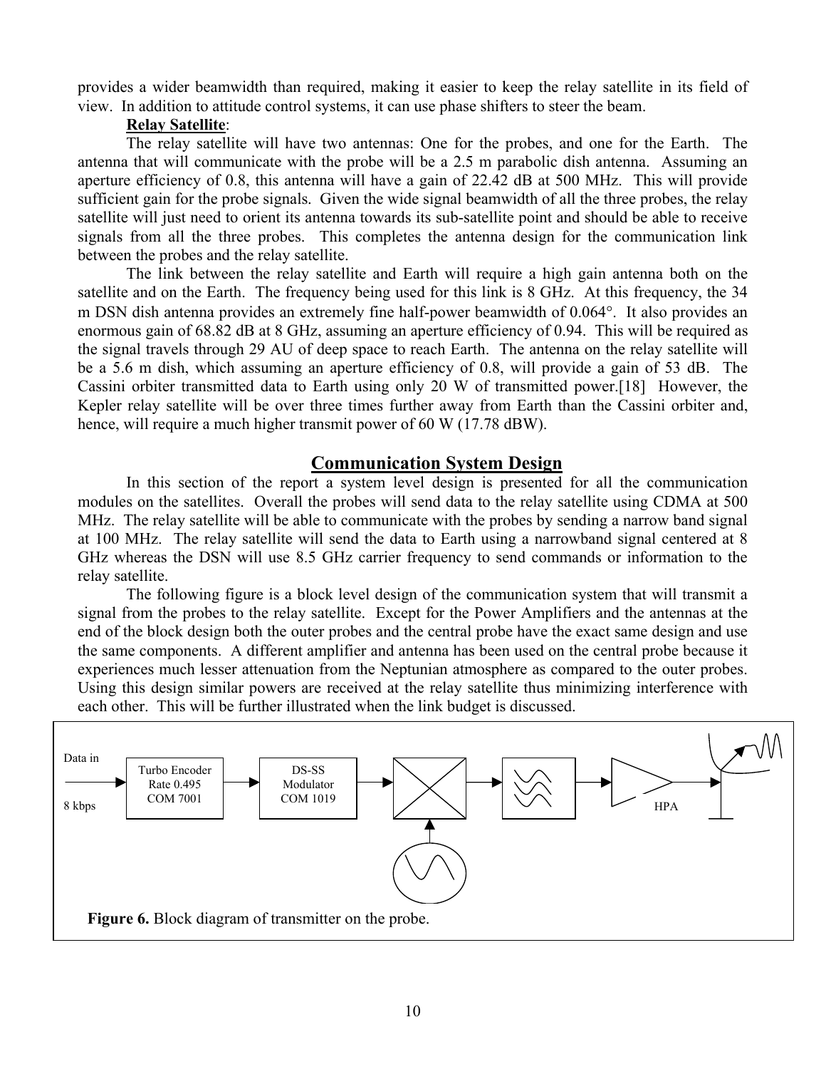provides a wider beamwidth than required, making it easier to keep the relay satellite in its field of view. In addition to attitude control systems, it can use phase shifters to steer the beam.

**Relay Satellite**:

The relay satellite will have two antennas: One for the probes, and one for the Earth. The antenna that will communicate with the probe will be a 2.5 m parabolic dish antenna. Assuming an aperture efficiency of 0.8, this antenna will have a gain of 22.42 dB at 500 MHz. This will provide sufficient gain for the probe signals. Given the wide signal beamwidth of all the three probes, the relay satellite will just need to orient its antenna towards its sub-satellite point and should be able to receive signals from all the three probes. This completes the antenna design for the communication link between the probes and the relay satellite.

The link between the relay satellite and Earth will require a high gain antenna both on the satellite and on the Earth. The frequency being used for this link is 8 GHz. At this frequency, the 34 m DSN dish antenna provides an extremely fine half-power beamwidth of 0.064°. It also provides an enormous gain of 68.82 dB at 8 GHz, assuming an aperture efficiency of 0.94. This will be required as the signal travels through 29 AU of deep space to reach Earth. The antenna on the relay satellite will be a 5.6 m dish, which assuming an aperture efficiency of 0.8, will provide a gain of 53 dB. The Cassini orbiter transmitted data to Earth using only 20 W of transmitted power.[18] However, the Kepler relay satellite will be over three times further away from Earth than the Cassini orbiter and, hence, will require a much higher transmit power of 60 W (17.78 dBW).

## Communication System Design

In this section of the report a system level design is presented for all the communication modules on the satellites. Overall the probes will send data to the relay satellite using CDMA at 500 MHz. The relay satellite will be able to communicate with the probes by sending a narrow band signal at 100 MHz. The relay satellite will send the data to Earth using a narrowband signal centered at 8 GHz whereas the DSN will use 8.5 GHz carrier frequency to send commands or information to the relay satellite.

The following figure is a block level design of the communication system that will transmit a signal from the probes to the relay satellite. Except for the Power Amplifiers and the antennas at the end of the block design both the outer probes and the central probe have the exact same design and use the same components. A different amplifier and antenna has been used on the central probe because it experiences much lesser attenuation from the Neptunian atmosphere as compared to the outer probes. Using this design similar powers are received at the relay satellite thus minimizing interference with each other. This will be further illustrated when the link budget is discussed.

Data in

8 kbps

Turbo Encoder
Rate 0.495
COM 7001

DS-SS
Modulator
COM 1019

HPA

**Figure 6.** Block diagram of transmitter on the probe.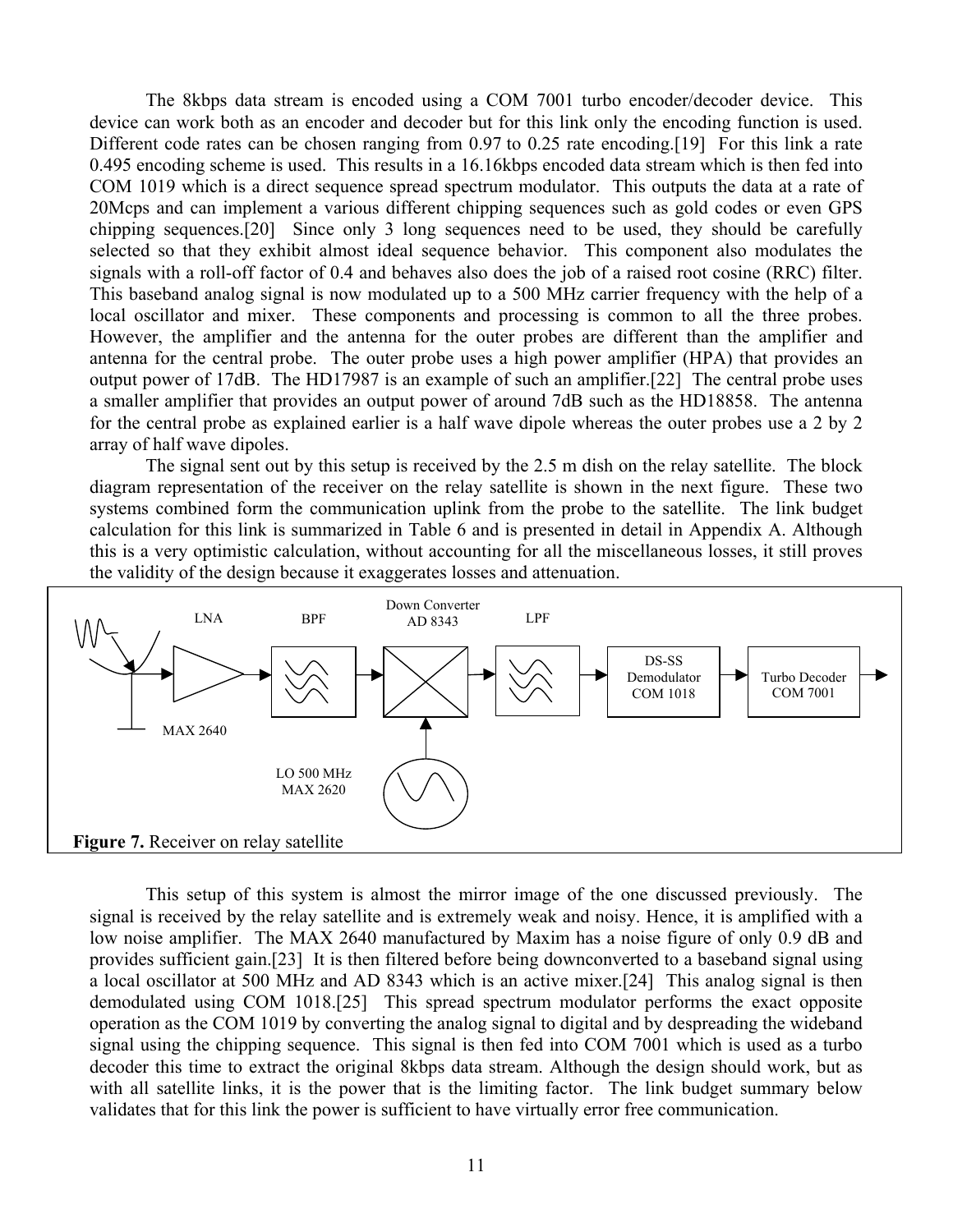The 8kbps data stream is encoded using a COM 7001 turbo encoder/decoder device. This device can work both as an encoder and decoder but for this link only the encoding function is used. Different code rates can be chosen ranging from 0.97 to 0.25 rate encoding.[19] For this link a rate 0.495 encoding scheme is used. This results in a 16.16kbps encoded data stream which is then fed into COM 1019 which is a direct sequence spread spectrum modulator. This outputs the data at a rate of 20Mcps and can implement a various different chipping sequences such as gold codes or even GPS chipping sequences.[20] Since only 3 long sequences need to be used, they should be carefully selected so that they exhibit almost ideal sequence behavior. This component also modulates the signals with a roll-off factor of 0.4 and behaves also does the job of a raised root cosine (RRC) filter. This baseband analog signal is now modulated up to a 500 MHz carrier frequency with the help of a local oscillator and mixer. These components and processing is common to all the three probes. However, the amplifier and the antenna for the outer probes are different than the amplifier and antenna for the central probe. The outer probe uses a high power amplifier (HPA) that provides an output power of 17dB. The HD17987 is an example of such an amplifier.[22] The central probe uses a smaller amplifier that provides an output power of around 7dB such as the HD18858. The antenna for the central probe as explained earlier is a half wave dipole whereas the outer probes use a 2 by 2 array of half wave dipoles.

The signal sent out by this setup is received by the 2.5 m dish on the relay satellite. The block diagram representation of the receiver on the relay satellite is shown in the next figure. These two systems combined form the communication uplink from the probe to the satellite. The link budget calculation for this link is summarized in Table 6 and is presented in detail in Appendix A. Although this is a very optimistic calculation, without accounting for all the miscellaneous losses, it still proves the validity of the design because it exaggerates losses and attenuation.

LNA | BPF | Down Converter AD 8343 | LPF | DS-SS Demodulator COM 1018 | Turbo Decoder COM 7001

MAX 2640 | LO 500 MHz MAX 2620

**Figure 7.** Receiver on relay satellite

This setup of this system is almost the mirror image of the one discussed previously. The signal is received by the relay satellite and is extremely weak and noisy. Hence, it is amplified with a low noise amplifier. The MAX 2640 manufactured by Maxim has a noise figure of only 0.9 dB and provides sufficient gain.[23] It is then filtered before being downconverted to a baseband signal using a local oscillator at 500 MHz and AD 8343 which is an active mixer.[24] This analog signal is then demodulated using COM 1018.[25] This spread spectrum modulator performs the exact opposite operation as the COM 1019 by converting the analog signal to digital and by despreading the wideband signal using the chipping sequence. This signal is then fed into COM 7001 which is used as a turbo decoder this time to extract the original 8kbps data stream. Although the design should work, but as with all satellite links, it is the power that is the limiting factor. The link budget summary below validates that for this link the power is sufficient to have virtually error free communication.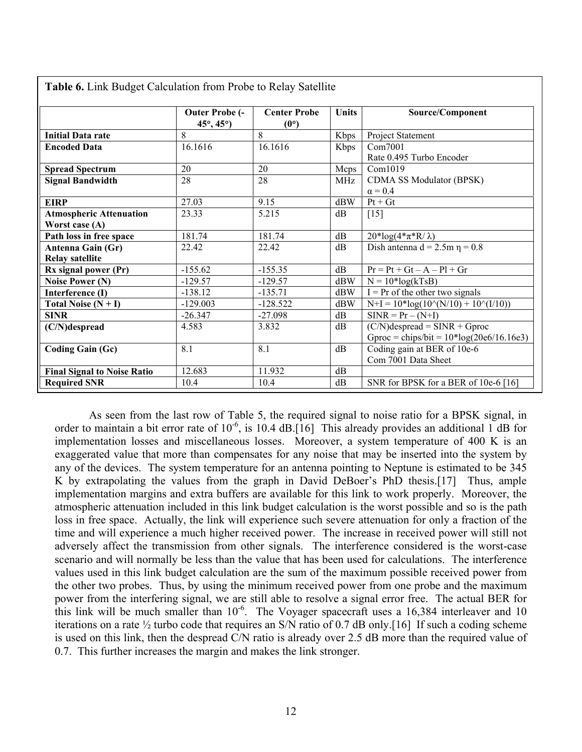**Table 6.** Link Budget Calculation from Probe to Relay Satellite

| | Outer Probe (-45°, 45°) | Center Probe (0°) | Units | Source/Component |
|---|---|---|---|---|
| **Initial Data rate** | 8 | 8 | Kbps | Project Statement |
| **Encoded Data** | 16.1616 | 16.1616 | Kbps | Com7001<br>Rate 0.495 Turbo Encoder |
| **Spread Spectrum** | 20 | 20 | Mcps | Com1019 |
| **Signal Bandwidth** | 28 | 28 | MHz | CDMA SS Modulator (BPSK)<br>$\alpha = 0.4$ |
| **EIRP** | 27.03 | 9.15 | dBW | Pt + Gt |
| **Atmospheric Attenuation Worst case (A)** | 23.33 | 5.215 | dB | [15] |
| **Path loss in free space** | 181.74 | 181.74 | dB | $20*\log(4*\pi*R/\lambda)$ |
| **Antenna Gain (Gr) Relay satellite** | 22.42 | 22.42 | dB | Dish antenna d = 2.5m $\eta$ = 0.8 |
| **Rx signal power (Pr)** | -155.62 | -155.35 | dB | Pr = Pt + Gt – A – Pl + Gr |
| **Noise Power (N)** | -129.57 | -129.57 | dBW | N = 10*log(kTsB) |
| **Interference (I)** | -138.12 | -135.71 | dBW | I = Pr of the other two signals |
| **Total Noise (N + I)** | -129.003 | -128.522 | dBW | N+I = 10*log(10^(N/10) + 10^(I/10)) |
| **SINR** | -26.347 | -27.098 | dB | SINR = Pr – (N+I) |
| **(C/N)despread** | 4.583 | 3.832 | dB | (C/N)despread = SINR + Gproc<br>Gproc = chips/bit = 10*log(20e6/16.16e3) |
| **Coding Gain (Gc)** | 8.1 | 8.1 | dB | Coding gain at BER of 10e-6<br>Com 7001 Data Sheet |
| **Final Signal to Noise Ratio** | 12.683 | 11.932 | dB | |
| **Required SNR** | 10.4 | 10.4 | dB | SNR for BPSK for a BER of 10e-6 [16] |

As seen from the last row of Table 5, the required signal to noise ratio for a BPSK signal, in order to maintain a bit error rate of $10^{-6}$, is 10.4 dB.[16] This already provides an additional 1 dB for implementation losses and miscellaneous losses. Moreover, a system temperature of 400 K is an exaggerated value that more than compensates for any noise that may be inserted into the system by any of the devices. The system temperature for an antenna pointing to Neptune is estimated to be 345 K by extrapolating the values from the graph in David DeBoer's PhD thesis.[17] Thus, ample implementation margins and extra buffers are available for this link to work properly. Moreover, the atmospheric attenuation included in this link budget calculation is the worst possible and so is the path loss in free space. Actually, the link will experience such severe attenuation for only a fraction of the time and will experience a much higher received power. The increase in received power will still not adversely affect the transmission from other signals. The interference considered is the worst-case scenario and will normally be less than the value that has been used for calculations. The interference values used in this link budget calculation are the sum of the maximum possible received power from the other two probes. Thus, by using the minimum received power from one probe and the maximum power from the interfering signal, we are still able to resolve a signal error free. The actual BER for this link will be much smaller than $10^{-6}$. The Voyager spacecraft uses a 16,384 interleaver and 10 iterations on a rate ½ turbo code that requires an S/N ratio of 0.7 dB only.[16] If such a coding scheme is used on this link, then the despread C/N ratio is already over 2.5 dB more than the required value of 0.7. This further increases the margin and makes the link stronger.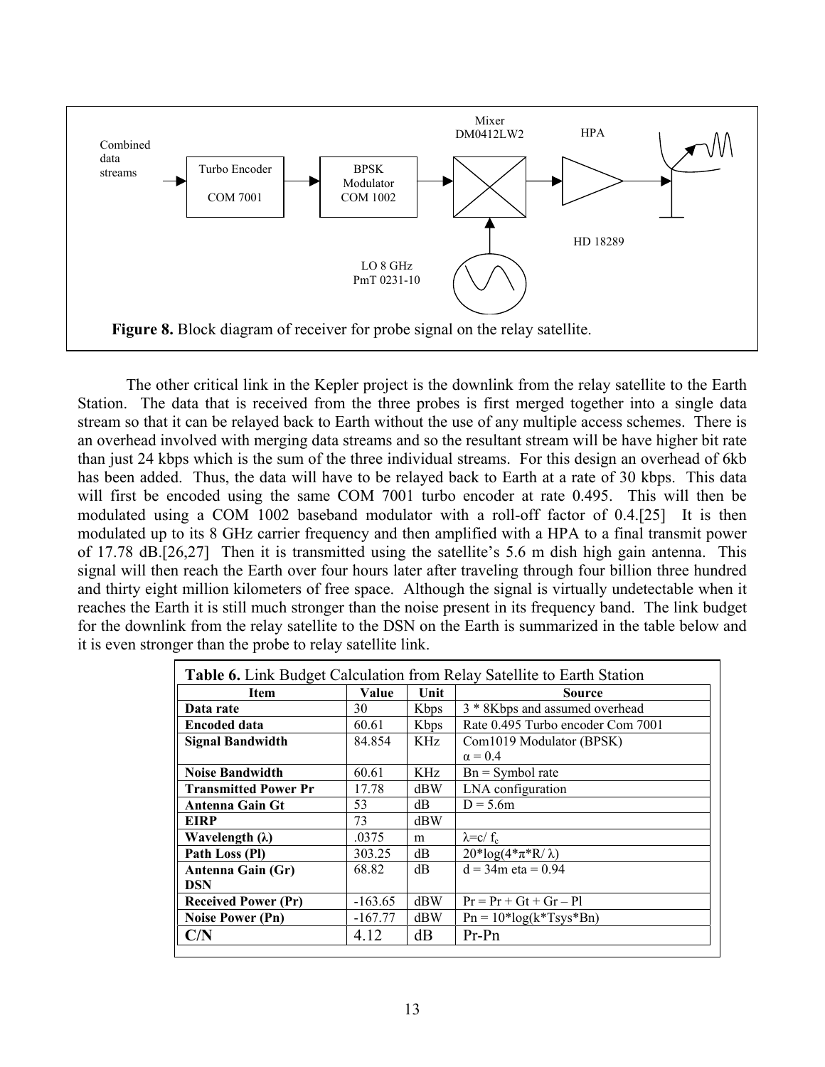Combined data streams → Turbo Encoder COM 7001 → BPSK Modulator COM 1002 → Mixer DM0412LW2 → HPA → HD 18289

LO 8 GHz PmT 0231-10

**Figure 8.** Block diagram of receiver for probe signal on the relay satellite.

The other critical link in the Kepler project is the downlink from the relay satellite to the Earth Station. The data that is received from the three probes is first merged together into a single data stream so that it can be relayed back to Earth without the use of any multiple access schemes. There is an overhead involved with merging data streams and so the resultant stream will be have higher bit rate than just 24 kbps which is the sum of the three individual streams. For this design an overhead of 6kb has been added. Thus, the data will have to be relayed back to Earth at a rate of 30 kbps. This data will first be encoded using the same COM 7001 turbo encoder at rate 0.495. This will then be modulated using a COM 1002 baseband modulator with a roll-off factor of 0.4.[25] It is then modulated up to its 8 GHz carrier frequency and then amplified with a HPA to a final transmit power of 17.78 dB.[26,27] Then it is transmitted using the satellite's 5.6 m dish high gain antenna. This signal will then reach the Earth over four hours later after traveling through four billion three hundred and thirty eight million kilometers of free space. Although the signal is virtually undetectable when it reaches the Earth it is still much stronger than the noise present in its frequency band. The link budget for the downlink from the relay satellite to the DSN on the Earth is summarized in the table below and it is even stronger than the probe to relay satellite link.

**Table 6.** Link Budget Calculation from Relay Satellite to Earth Station

| Item | Value | Unit | Source |
|---|---|---|---|
| **Data rate** | 30 | Kbps | 3 * 8Kbps and assumed overhead |
| **Encoded data** | 60.61 | Kbps | Rate 0.495 Turbo encoder Com 7001 |
| **Signal Bandwidth** | 84.854 | KHz | Com1019 Modulator (BPSK) $\alpha = 0.4$ |
| **Noise Bandwidth** | 60.61 | KHz | Bn = Symbol rate |
| **Transmitted Power Pr** | 17.78 | dBW | LNA configuration |
| **Antenna Gain Gt** | 53 | dB | D = 5.6m |
| **EIRP** | 73 | dBW | |
| **Wavelength ($\lambda$)** | .0375 | m | $\lambda = c/f_c$ |
| **Path Loss (Pl)** | 303.25 | dB | $20*\log(4*\pi*R/\lambda)$ |
| **Antenna Gain (Gr) DSN** | 68.82 | dB | d = 34m eta = 0.94 |
| **Received Power (Pr)** | -163.65 | dBW | Pr = Pr + Gt + Gr – Pl |
| **Noise Power (Pn)** | -167.77 | dBW | Pn = 10*log(k*Tsys*Bn) |
| **C/N** | 4.12 | dB | Pr-Pn |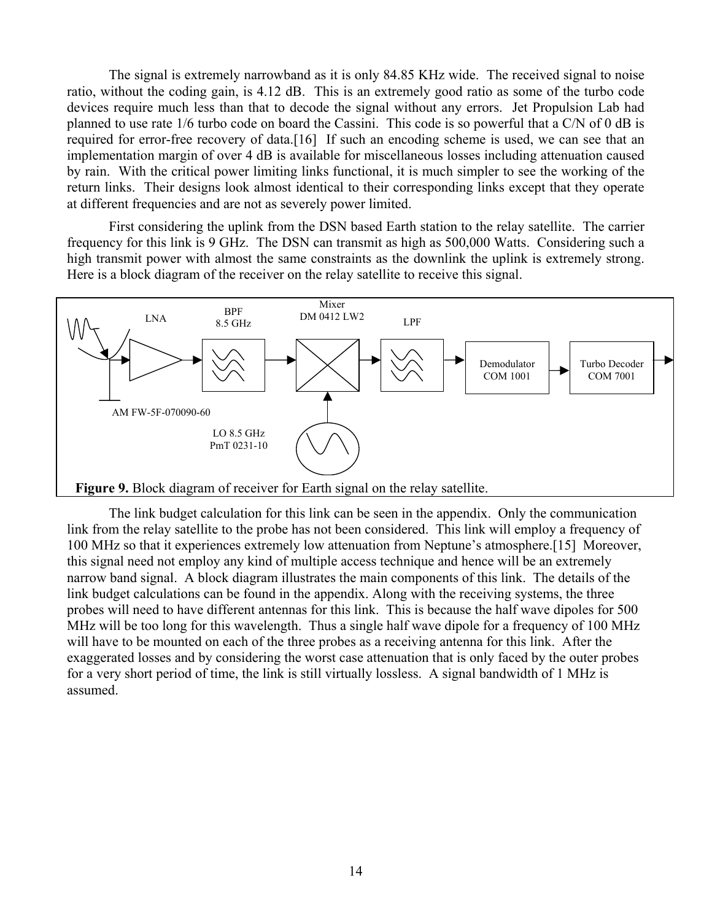The signal is extremely narrowband as it is only 84.85 KHz wide. The received signal to noise ratio, without the coding gain, is 4.12 dB. This is an extremely good ratio as some of the turbo code devices require much less than that to decode the signal without any errors. Jet Propulsion Lab had planned to use rate 1/6 turbo code on board the Cassini. This code is so powerful that a C/N of 0 dB is required for error-free recovery of data.[16] If such an encoding scheme is used, we can see that an implementation margin of over 4 dB is available for miscellaneous losses including attenuation caused by rain. With the critical power limiting links functional, it is much simpler to see the working of the return links. Their designs look almost identical to their corresponding links except that they operate at different frequencies and are not as severely power limited.

First considering the uplink from the DSN based Earth station to the relay satellite. The carrier frequency for this link is 9 GHz. The DSN can transmit as high as 500,000 Watts. Considering such a high transmit power with almost the same constraints as the downlink the uplink is extremely strong. Here is a block diagram of the receiver on the relay satellite to receive this signal.

LNA — BPF 8.5 GHz — Mixer DM 0412 LW2 — LPF — Demodulator COM 1001 — Turbo Decoder COM 7001

AM FW-5F-070090-60

LO 8.5 GHz PmT 0231-10

**Figure 9.** Block diagram of receiver for Earth signal on the relay satellite.

The link budget calculation for this link can be seen in the appendix. Only the communication link from the relay satellite to the probe has not been considered. This link will employ a frequency of 100 MHz so that it experiences extremely low attenuation from Neptune's atmosphere.[15] Moreover, this signal need not employ any kind of multiple access technique and hence will be an extremely narrow band signal. A block diagram illustrates the main components of this link. The details of the link budget calculations can be found in the appendix. Along with the receiving systems, the three probes will need to have different antennas for this link. This is because the half wave dipoles for 500 MHz will be too long for this wavelength. Thus a single half wave dipole for a frequency of 100 MHz will have to be mounted on each of the three probes as a receiving antenna for this link. After the exaggerated losses and by considering the worst case attenuation that is only faced by the outer probes for a very short period of time, the link is still virtually lossless. A signal bandwidth of 1 MHz is assumed.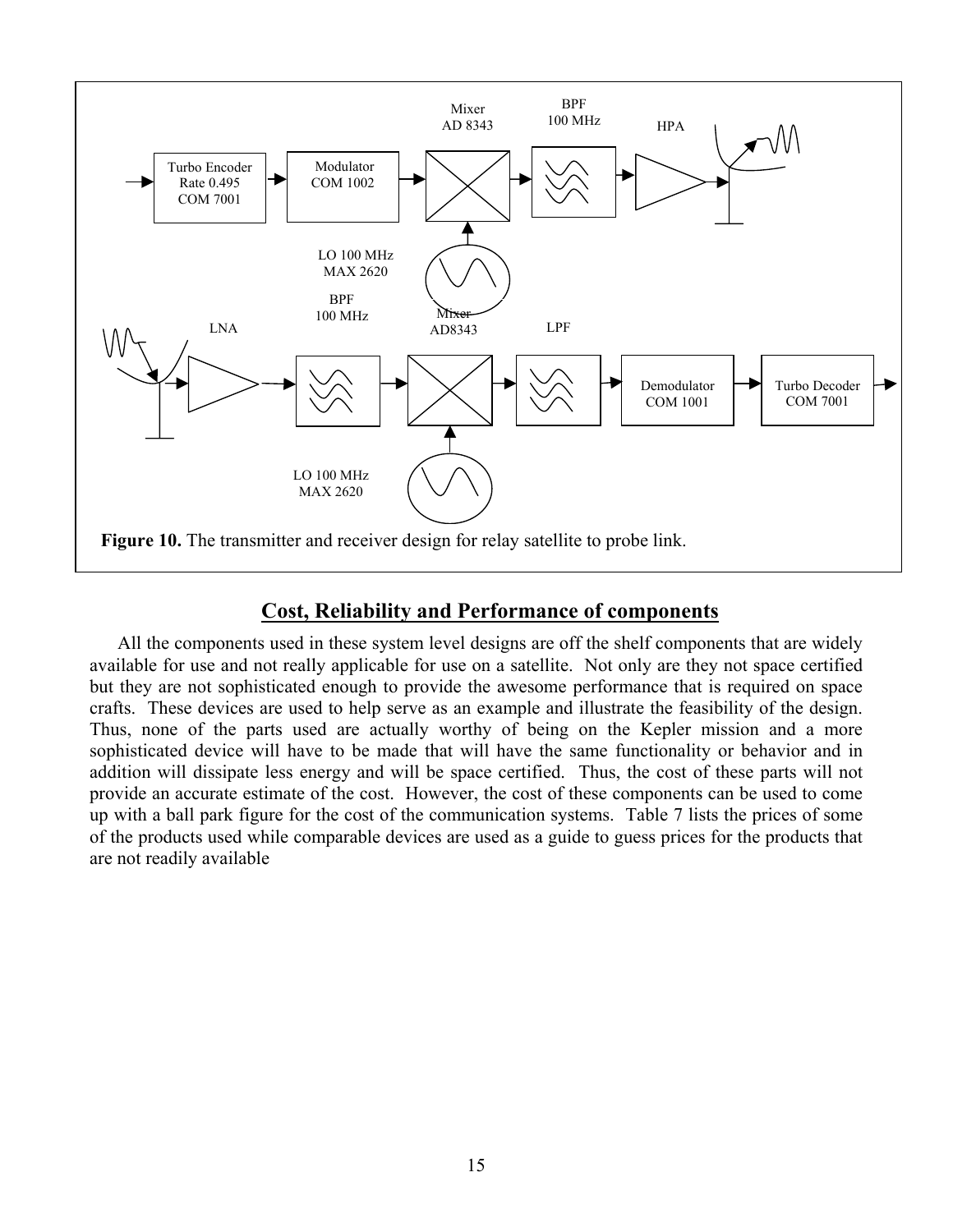Turbo Encoder Rate 0.495 COM 7001 → Modulator COM 1002 → Mixer AD 8343 → BPF 100 MHz → HPA

LO 100 MHz MAX 2620

LNA → BPF 100 MHz → Mixer AD8343 → LPF → Demodulator COM 1001 → Turbo Decoder COM 7001

LO 100 MHz MAX 2620

**Figure 10.** The transmitter and receiver design for relay satellite to probe link.

## Cost, Reliability and Performance of components

All the components used in these system level designs are off the shelf components that are widely available for use and not really applicable for use on a satellite. Not only are they not space certified but they are not sophisticated enough to provide the awesome performance that is required on space crafts. These devices are used to help serve as an example and illustrate the feasibility of the design. Thus, none of the parts used are actually worthy of being on the Kepler mission and a more sophisticated device will have to be made that will have the same functionality or behavior and in addition will dissipate less energy and will be space certified. Thus, the cost of these parts will not provide an accurate estimate of the cost. However, the cost of these components can be used to come up with a ball park figure for the cost of the communication systems. Table 7 lists the prices of some of the products used while comparable devices are used as a guide to guess prices for the products that are not readily available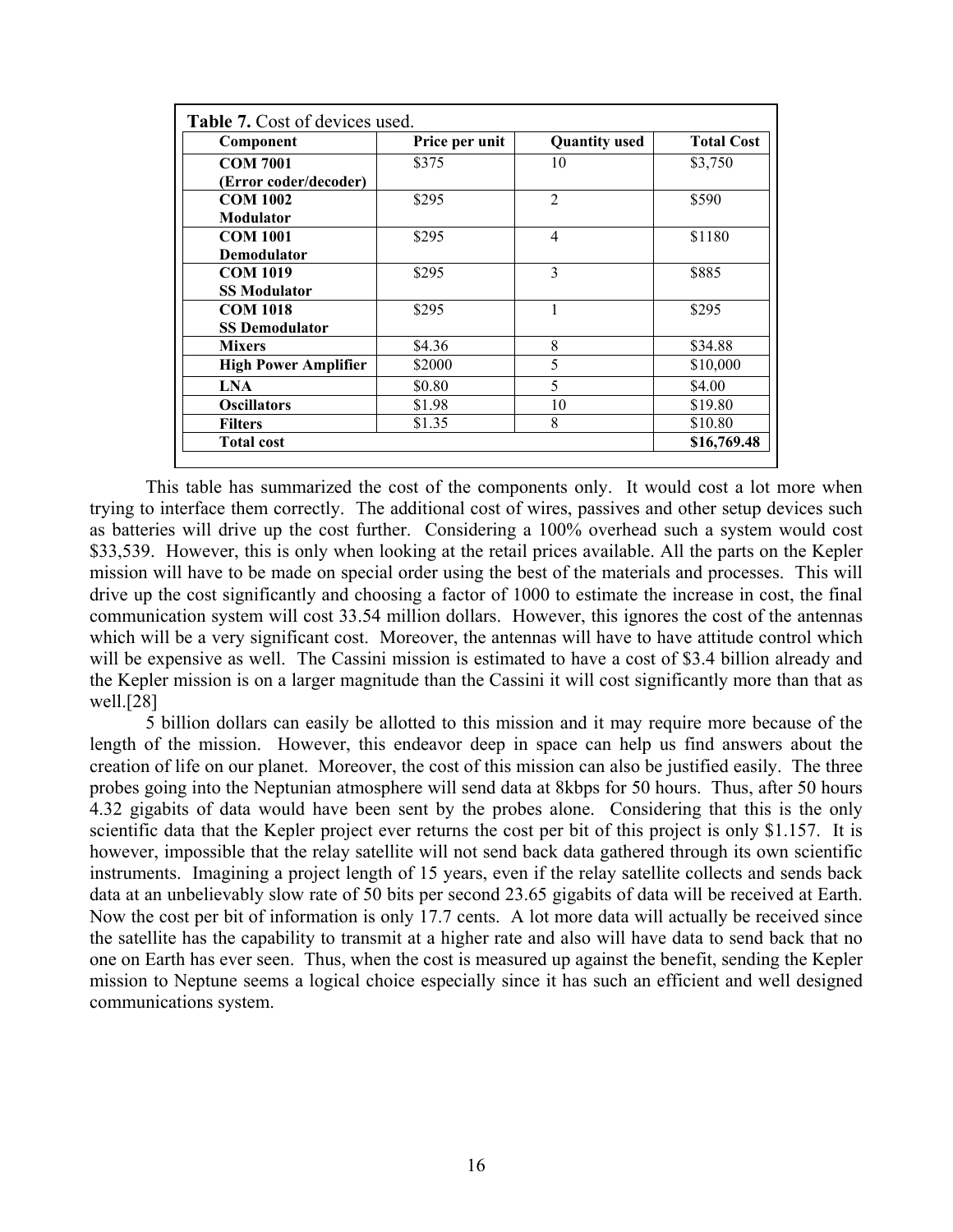**Table 7.** Cost of devices used.

| Component | Price per unit | Quantity used | Total Cost |
|---|---|---|---|
| **COM 7001 (Error coder/decoder)** | $375 | 10 | $3,750 |
| **COM 1002 Modulator** | $295 | 2 | $590 |
| **COM 1001 Demodulator** | $295 | 4 | $1180 |
| **COM 1019 SS Modulator** | $295 | 3 | $885 |
| **COM 1018 SS Demodulator** | $295 | 1 | $295 |
| **Mixers** | $4.36 | 8 | $34.88 |
| **High Power Amplifier** | $2000 | 5 | $10,000 |
| **LNA** | $0.80 | 5 | $4.00 |
| **Oscillators** | $1.98 | 10 | $19.80 |
| **Filters** | $1.35 | 8 | $10.80 |
| **Total cost** | | | **$16,769.48** |

This table has summarized the cost of the components only. It would cost a lot more when trying to interface them correctly. The additional cost of wires, passives and other setup devices such as batteries will drive up the cost further. Considering a 100% overhead such a system would cost $33,539. However, this is only when looking at the retail prices available. All the parts on the Kepler mission will have to be made on special order using the best of the materials and processes. This will drive up the cost significantly and choosing a factor of 1000 to estimate the increase in cost, the final communication system will cost 33.54 million dollars. However, this ignores the cost of the antennas which will be a very significant cost. Moreover, the antennas will have to have attitude control which will be expensive as well. The Cassini mission is estimated to have a cost of $3.4 billion already and the Kepler mission is on a larger magnitude than the Cassini it will cost significantly more than that as well.[28]

5 billion dollars can easily be allotted to this mission and it may require more because of the length of the mission. However, this endeavor deep in space can help us find answers about the creation of life on our planet. Moreover, the cost of this mission can also be justified easily. The three probes going into the Neptunian atmosphere will send data at 8kbps for 50 hours. Thus, after 50 hours 4.32 gigabits of data would have been sent by the probes alone. Considering that this is the only scientific data that the Kepler project ever returns the cost per bit of this project is only $1.157. It is however, impossible that the relay satellite will not send back data gathered through its own scientific instruments. Imagining a project length of 15 years, even if the relay satellite collects and sends back data at an unbelievably slow rate of 50 bits per second 23.65 gigabits of data will be received at Earth. Now the cost per bit of information is only 17.7 cents. A lot more data will actually be received since the satellite has the capability to transmit at a higher rate and also will have data to send back that no one on Earth has ever seen. Thus, when the cost is measured up against the benefit, sending the Kepler mission to Neptune seems a logical choice especially since it has such an efficient and well designed communications system.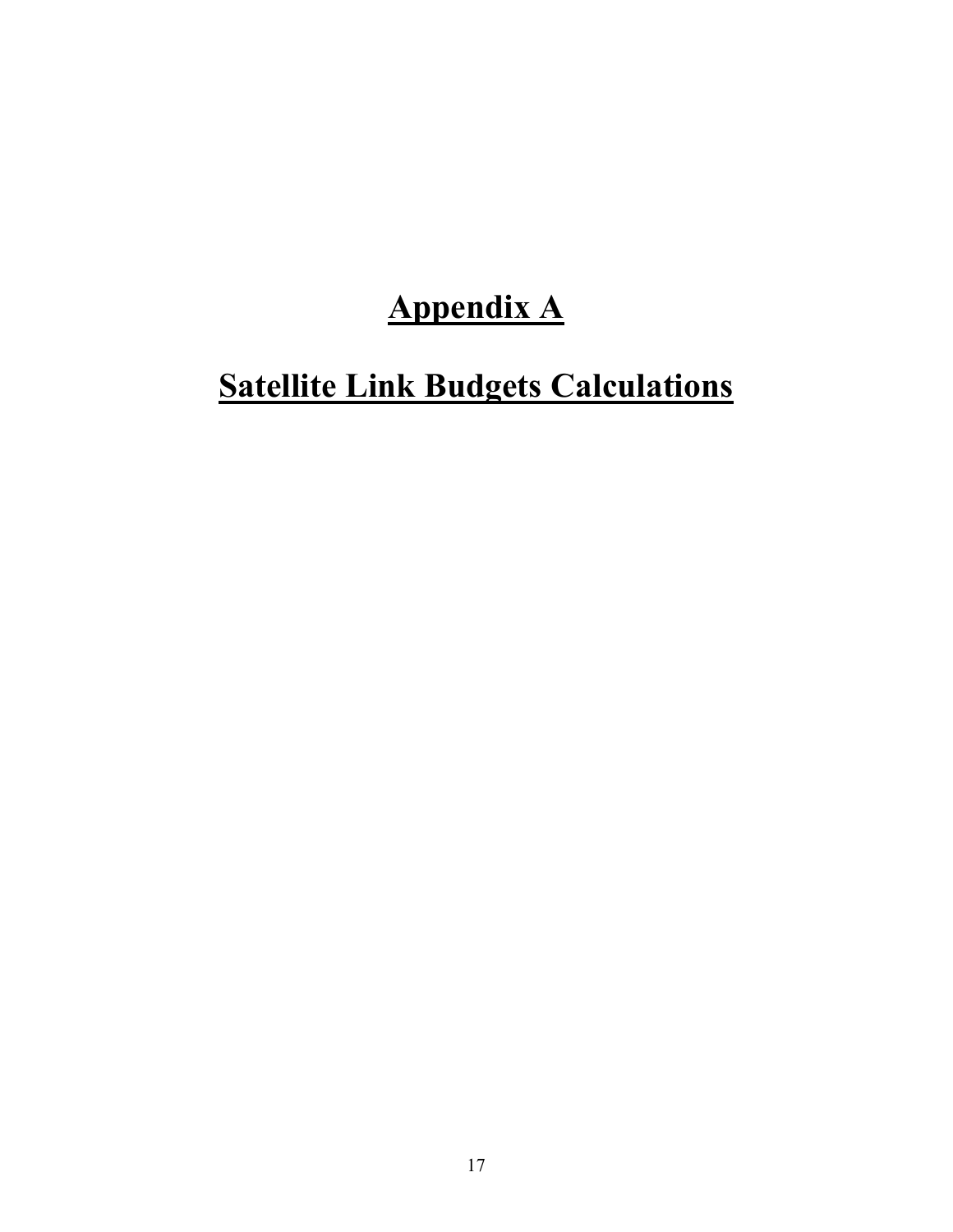# Appendix A

# Satellite Link Budgets Calculations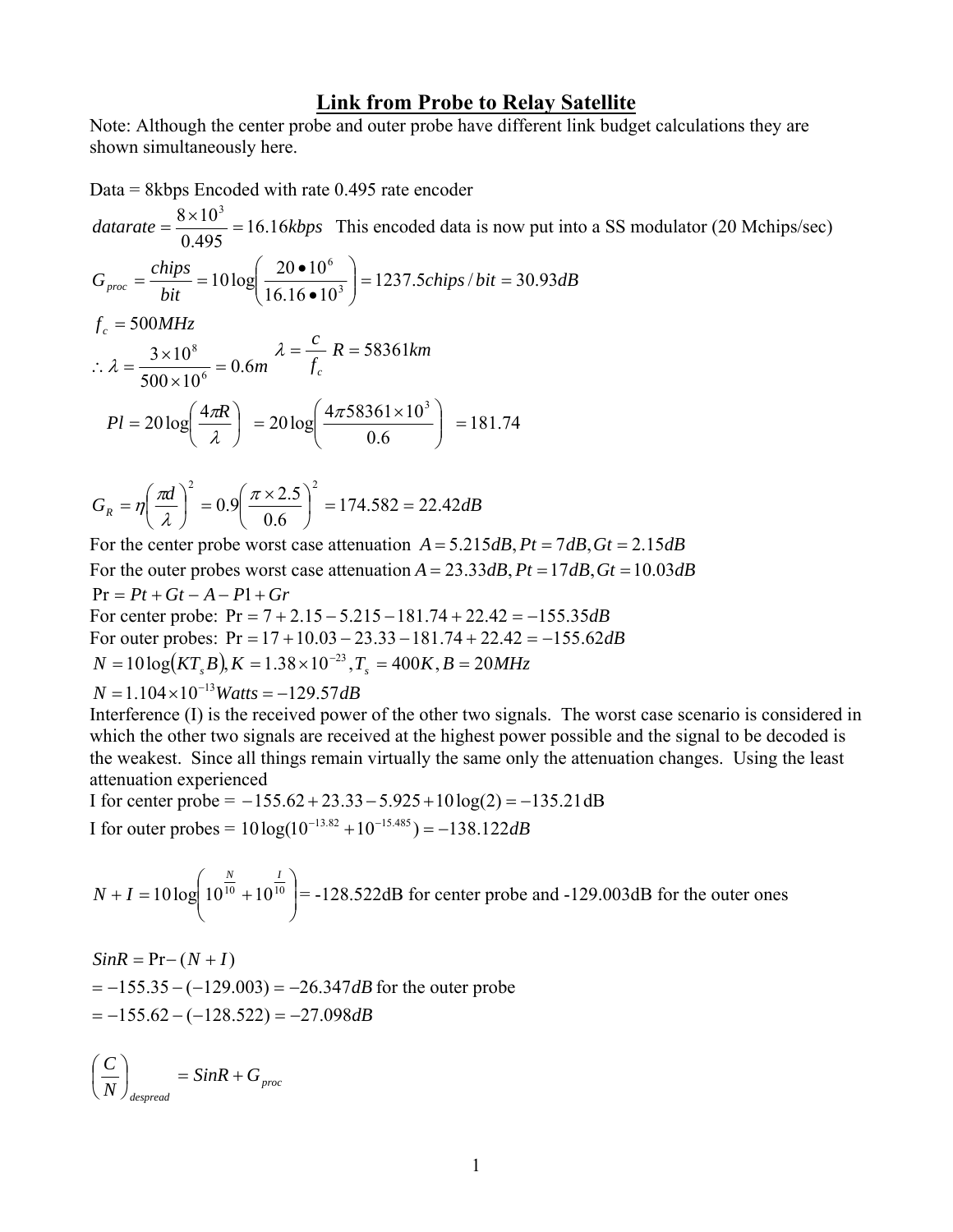# Link from Probe to Relay Satellite

Note: Although the center probe and outer probe have different link budget calculations they are shown simultaneously here.

Data = 8kbps Encoded with rate 0.495 rate encoder

$datarate = \frac{8\times10^3}{0.495} = 16.16kbps$ This encoded data is now put into a SS modulator (20 Mchips/sec)

$$G_{proc} = \frac{chips}{bit} = 10\log\left(\frac{20\bullet10^6}{16.16\bullet10^3}\right) = 1237.5chips/bit = 30.93dB$$

$f_c = 500MHz$

$\therefore \lambda = \frac{3\times10^8}{500\times10^6} = 0.6m \quad \lambda = \frac{c}{f_c} \quad R = 58361km$

$$Pl = 20\log\left(\frac{4\pi R}{\lambda}\right) = 20\log\left(\frac{4\pi 58361\times10^3}{0.6}\right) = 181.74$$

$$G_R = \eta\left(\frac{\pi d}{\lambda}\right)^2 = 0.9\left(\frac{\pi\times2.5}{0.6}\right)^2 = 174.582 = 22.42dB$$

For the center probe worst case attenuation $A = 5.215dB, Pt = 7dB, Gt = 2.15dB$

For the outer probes worst case attenuation $A = 23.33dB, Pt = 17dB, Gt = 10.03dB$

$\Pr = Pt + Gt - A - Pl + Gr$

For center probe: $\Pr = 7 + 2.15 - 5.215 - 181.74 + 22.42 = -155.35dB$

For outer probes: $\Pr = 17 + 10.03 - 23.33 - 181.74 + 22.42 = -155.62dB$

$N = 10\log(KT_sB), K = 1.38\times10^{-23}, T_s = 400K, B = 20MHz$

$N = 1.104\times10^{-13}Watts = -129.57dB$

Interference (I) is the received power of the other two signals. The worst case scenario is considered in which the other two signals are received at the highest power possible and the signal to be decoded is the weakest. Since all things remain virtually the same only the attenuation changes. Using the least attenuation experienced

I for center probe = $-155.62 + 23.33 - 5.925 + 10\log(2) = -135.21$ dB

I for outer probes = $10\log(10^{-13.82} + 10^{-15.485}) = -138.122dB$

$$N + I = 10\log\left(10^{\frac{N}{10}} + 10^{\frac{I}{10}}\right)$$ = -128.522dB for center probe and -129.003dB for the outer ones

$SinR = \Pr - (N + I)$

$= -155.35 - (-129.003) = -26.347dB$ for the outer probe

$= -155.62 - (-128.522) = -27.098dB$

$$\left(\frac{C}{N}\right)_{despread} = SinR + G_{proc}$$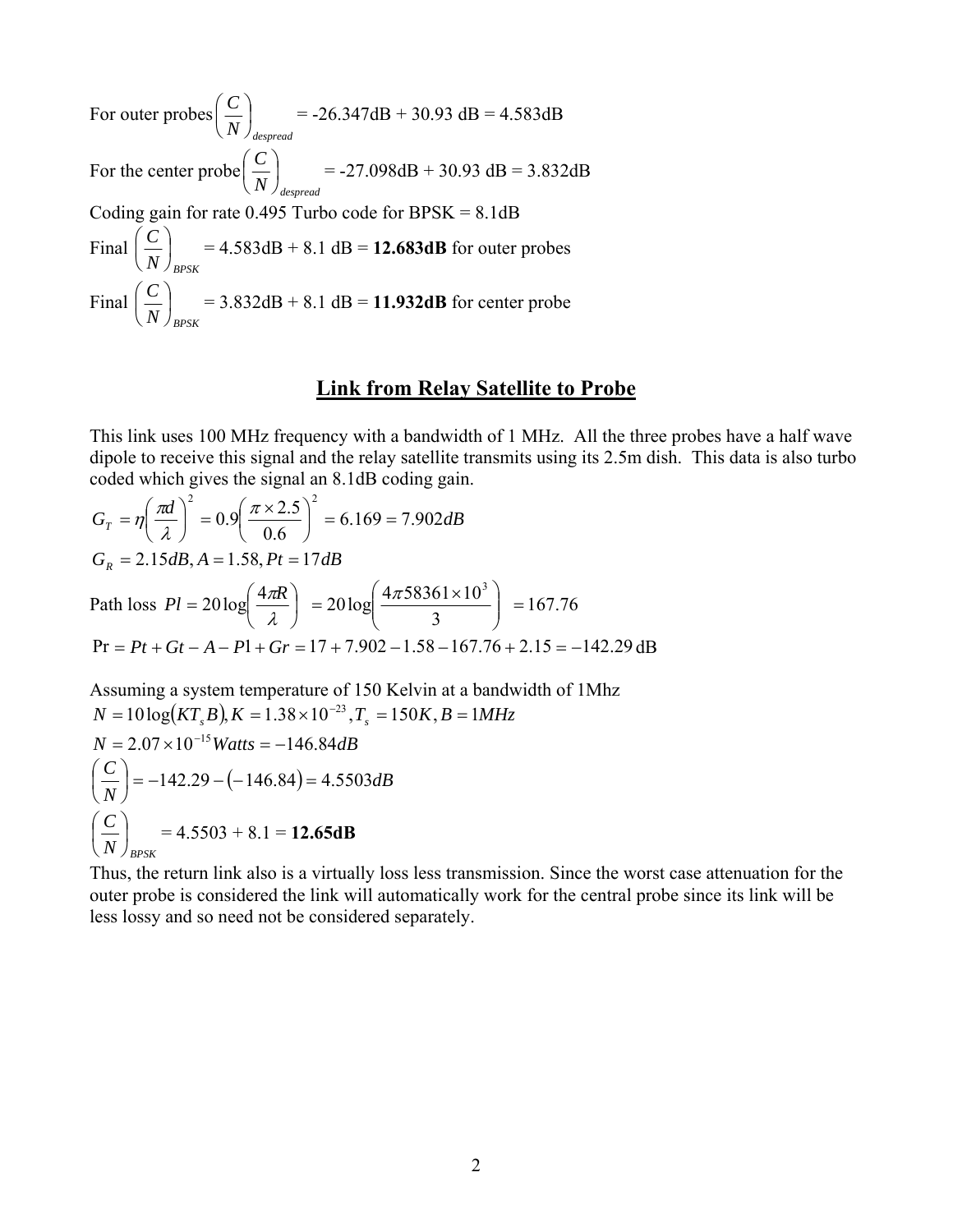For outer probes $\left(\frac{C}{N}\right)_{despread}$ = -26.347dB + 30.93 dB = 4.583dB

For the center probe $\left(\frac{C}{N}\right)_{despread}$ = -27.098dB + 30.93 dB = 3.832dB

Coding gain for rate 0.495 Turbo code for BPSK = 8.1dB

Final $\left(\frac{C}{N}\right)_{BPSK}$ = 4.583dB + 8.1 dB = **12.683dB** for outer probes

Final $\left(\frac{C}{N}\right)_{BPSK}$ = 3.832dB + 8.1 dB = **11.932dB** for center probe

## Link from Relay Satellite to Probe

This link uses 100 MHz frequency with a bandwidth of 1 MHz. All the three probes have a half wave dipole to receive this signal and the relay satellite transmits using its 2.5m dish. This data is also turbo coded which gives the signal an 8.1dB coding gain.

$$G_T = \eta\left(\frac{\pi d}{\lambda}\right)^2 = 0.9\left(\frac{\pi \times 2.5}{0.6}\right)^2 = 6.169 = 7.902dB$$

$$G_R = 2.15dB, A = 1.58, Pt = 17dB$$

Path loss $Pl = 20\log\left(\frac{4\pi R}{\lambda}\right) = 20\log\left(\frac{4\pi 58361\times 10^3}{3}\right) = 167.76$

$$\Pr = Pt + Gt - A - Pl + Gr = 17 + 7.902 - 1.58 - 167.76 + 2.15 = -142.29 \text{ dB}$$

Assuming a system temperature of 150 Kelvin at a bandwidth of 1Mhz

$$N = 10\log(KT_s B), K = 1.38\times 10^{-23}, T_s = 150K, B = 1MHz$$

$$N = 2.07\times 10^{-15} Watts = -146.84dB$$

$$\left(\frac{C}{N}\right) = -142.29 - (-146.84) = 4.5503dB$$

$$\left(\frac{C}{N}\right)_{BPSK} = 4.5503 + 8.1 = \mathbf{12.65dB}$$

Thus, the return link also is a virtually loss less transmission. Since the worst case attenuation for the outer probe is considered the link will automatically work for the central probe since its link will be less lossy and so need not be considered separately.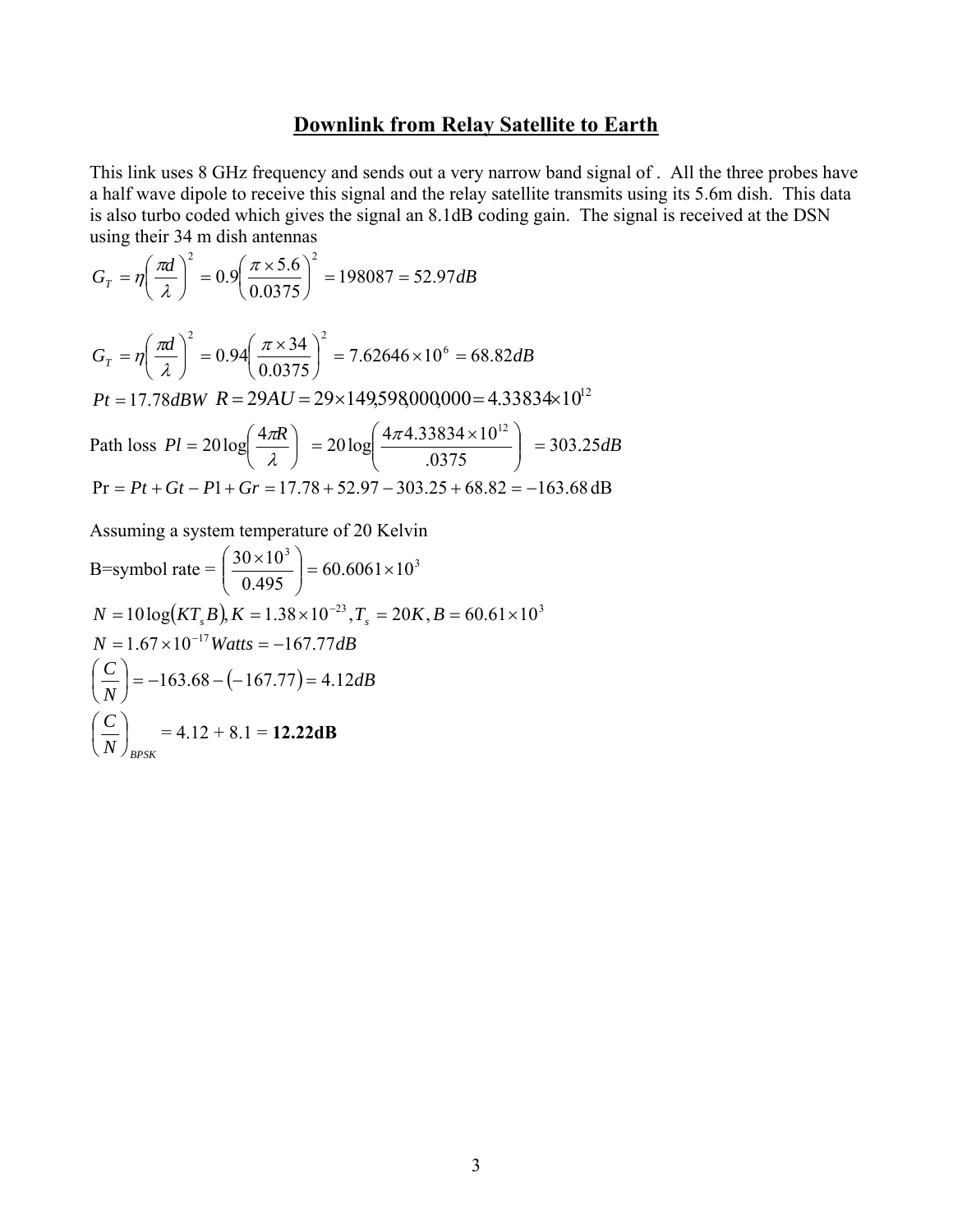## Downlink from Relay Satellite to Earth

This link uses 8 GHz frequency and sends out a very narrow band signal of . All the three probes have a half wave dipole to receive this signal and the relay satellite transmits using its 5.6m dish. This data is also turbo coded which gives the signal an 8.1dB coding gain. The signal is received at the DSN using their 34 m dish antennas

$$G_T = \eta\left(\frac{\pi d}{\lambda}\right)^2 = 0.9\left(\frac{\pi \times 5.6}{0.0375}\right)^2 = 198087 = 52.97dB$$

$$G_T = \eta\left(\frac{\pi d}{\lambda}\right)^2 = 0.94\left(\frac{\pi \times 34}{0.0375}\right)^2 = 7.62646 \times 10^6 = 68.82dB$$

$$Pt = 17.78dBW \quad R = 29AU = 29 \times 149{,}598{,}000{,}000 = 4.33834 \times 10^{12}$$

Path loss $Pl = 20\log\left(\frac{4\pi R}{\lambda}\right) = 20\log\left(\frac{4\pi 4.33834 \times 10^{12}}{.0375}\right) = 303.25dB$

$$\Pr = Pt + Gt - P1 + Gr = 17.78 + 52.97 - 303.25 + 68.82 = -163.68 \text{ dB}$$

Assuming a system temperature of 20 Kelvin

B=symbol rate = $\left(\frac{30 \times 10^3}{0.495}\right) = 60.6061 \times 10^3$

$$N = 10\log(KT_s B), K = 1.38 \times 10^{-23}, T_s = 20K, B = 60.61 \times 10^3$$

$$N = 1.67 \times 10^{-17} Watts = -167.77dB$$

$$\left(\frac{C}{N}\right) = -163.68 - (-167.77) = 4.12dB$$

$$\left(\frac{C}{N}\right)_{BPSK} = 4.12 + 8.1 = \mathbf{12.22dB}$$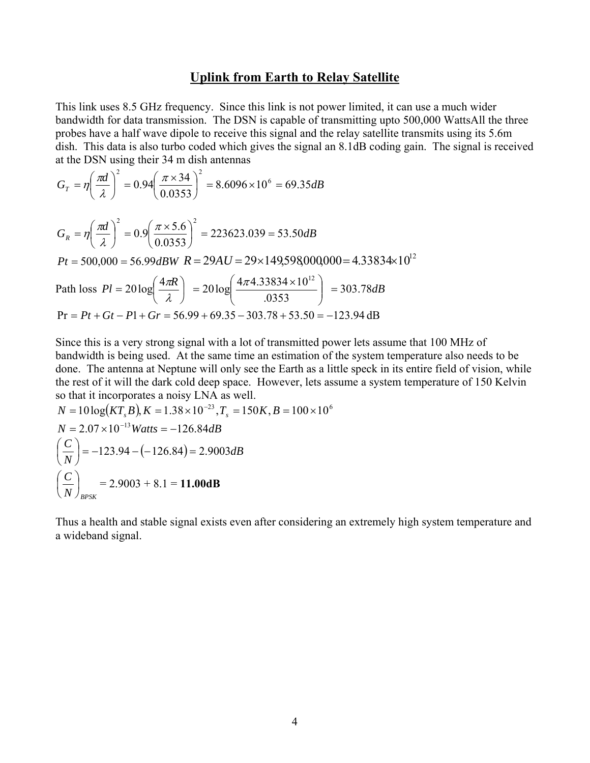## Uplink from Earth to Relay Satellite

This link uses 8.5 GHz frequency. Since this link is not power limited, it can use a much wider bandwidth for data transmission. The DSN is capable of transmitting upto 500,000 WattsAll the three probes have a half wave dipole to receive this signal and the relay satellite transmits using its 5.6m dish. This data is also turbo coded which gives the signal an 8.1dB coding gain. The signal is received at the DSN using their 34 m dish antennas

$$G_T = \eta\left(\frac{\pi d}{\lambda}\right)^2 = 0.94\left(\frac{\pi \times 34}{0.0353}\right)^2 = 8.6096 \times 10^6 = 69.35dB$$

$$G_R = \eta\left(\frac{\pi d}{\lambda}\right)^2 = 0.9\left(\frac{\pi \times 5.6}{0.0353}\right)^2 = 223623.039 = 53.50dB$$

$$Pt = 500{,}000 = 56.99dBW \quad R = 29AU = 29 \times 149{,}598{,}000{,}000 = 4.33834 \times 10^{12}$$

Path loss $Pl = 20\log\left(\frac{4\pi R}{\lambda}\right) = 20\log\left(\frac{4\pi 4.33834 \times 10^{12}}{.0353}\right) = 303.78dB$

$$\Pr = Pt + Gt - P1 + Gr = 56.99 + 69.35 - 303.78 + 53.50 = -123.94 \text{ dB}$$

Since this is a very strong signal with a lot of transmitted power lets assume that 100 MHz of bandwidth is being used. At the same time an estimation of the system temperature also needs to be done. The antenna at Neptune will only see the Earth as a little speck in its entire field of vision, while the rest of it will the dark cold deep space. However, lets assume a system temperature of 150 Kelvin so that it incorporates a noisy LNA as well.

$$N = 10\log(KT_sB), K = 1.38 \times 10^{-23}, T_s = 150K, B = 100 \times 10^6$$

$$N = 2.07 \times 10^{-13} Watts = -126.84dB$$

$$\left(\frac{C}{N}\right) = -123.94 - (-126.84) = 2.9003dB$$

$$\left(\frac{C}{N}\right)_{BPSK} = 2.9003 + 8.1 = \mathbf{11.00dB}$$

Thus a health and stable signal exists even after considering an extremely high system temperature and a wideband signal.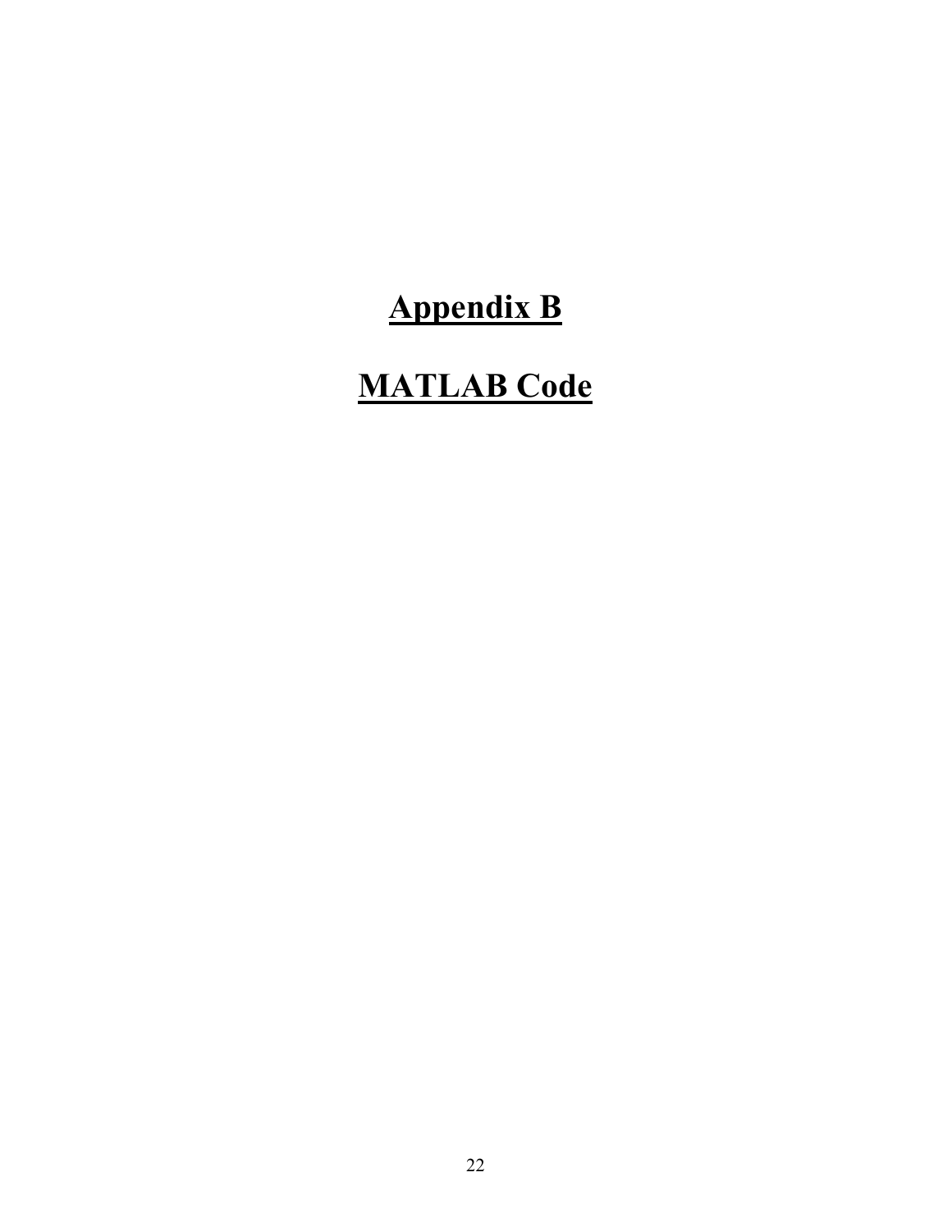# Appendix B

# MATLAB Code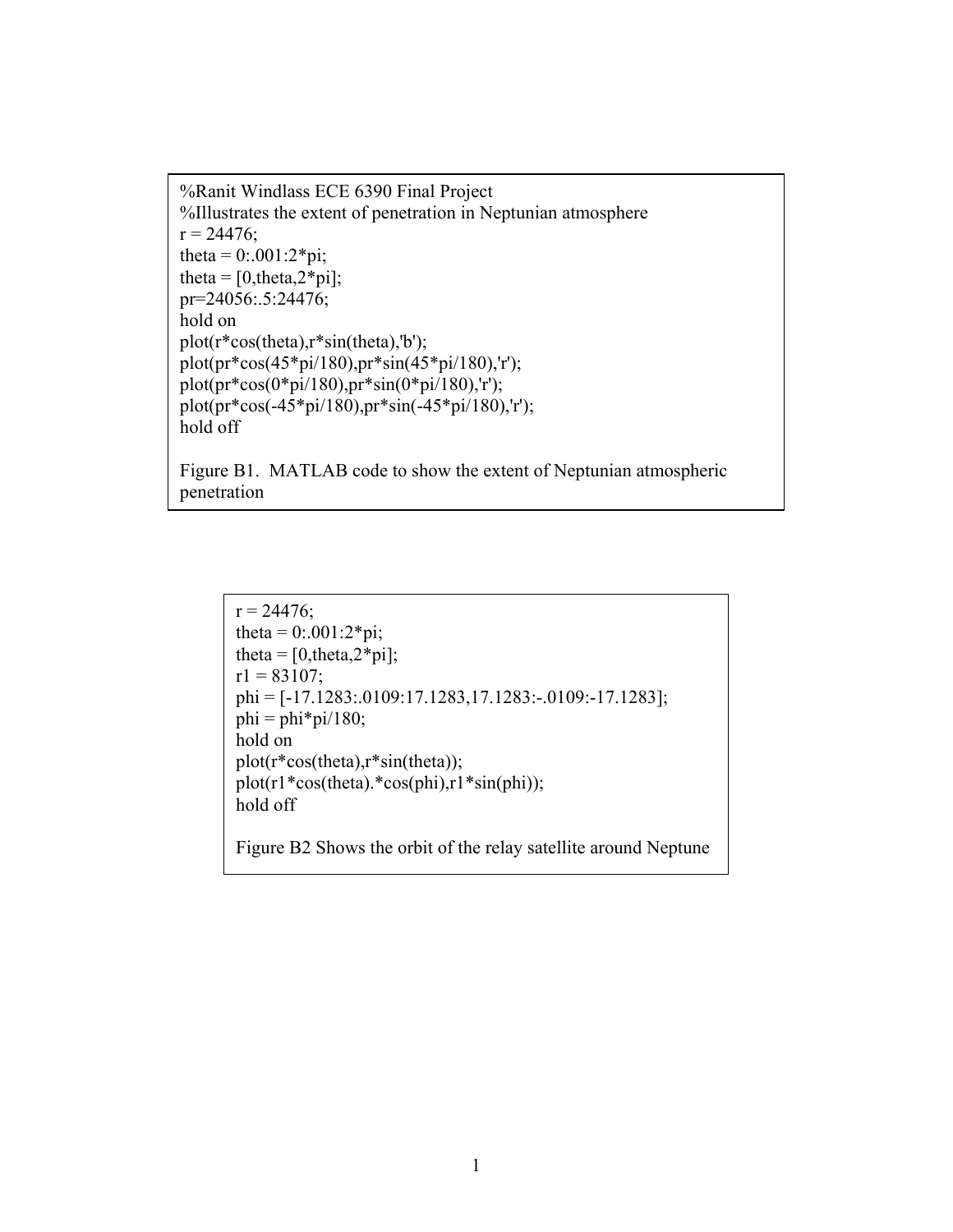```
%Ranit Windlass ECE 6390 Final Project
%Illustrates the extent of penetration in Neptunian atmosphere
r = 24476;
theta = 0:.001:2*pi;
theta = [0,theta,2*pi];
pr=24056:.5:24476;
hold on
plot(r*cos(theta),r*sin(theta),'b');
plot(pr*cos(45*pi/180),pr*sin(45*pi/180),'r');
plot(pr*cos(0*pi/180),pr*sin(0*pi/180),'r');
plot(pr*cos(-45*pi/180),pr*sin(-45*pi/180),'r');
hold off
```

Figure B1. MATLAB code to show the extent of Neptunian atmospheric penetration

```
r = 24476;
theta = 0:.001:2*pi;
theta = [0,theta,2*pi];
r1 = 83107;
phi = [-17.1283:.0109:17.1283,17.1283:-.0109:-17.1283];
phi = phi*pi/180;
hold on
plot(r*cos(theta),r*sin(theta));
plot(r1*cos(theta).*cos(phi),r1*sin(phi));
hold off
```

Figure B2 Shows the orbit of the relay satellite around Neptune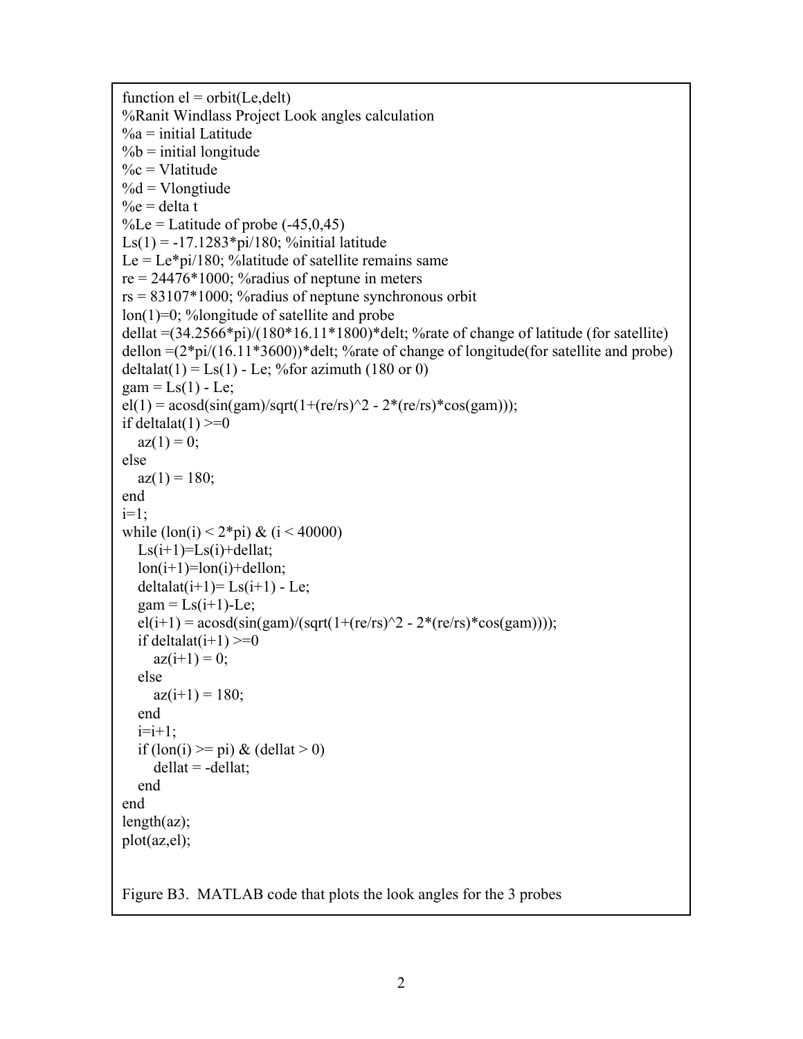```
function el = orbit(Le,delt)
%Ranit Windlass Project Look angles calculation
%a = initial Latitude
%b = initial longitude
%c = Vlatitude
%d = Vlongtiude
%e = delta t
%Le = Latitude of probe (-45,0,45)
Ls(1) = -17.1283*pi/180; %initial latitude
Le = Le*pi/180; %latitude of satellite remains same
re = 24476*1000; %radius of neptune in meters
rs = 83107*1000; %radius of neptune synchronous orbit
lon(1)=0; %longitude of satellite and probe
dellat =(34.2566*pi)/(180*16.11*1800)*delt; %rate of change of latitude (for satellite)
dellon =(2*pi/(16.11*3600))*delt; %rate of change of longitude(for satellite and probe)
deltalat(1) = Ls(1) - Le; %for azimuth (180 or 0)
gam = Ls(1) - Le;
el(1) = acosd(sin(gam)/sqrt(1+(re/rs)^2 - 2*(re/rs)*cos(gam)));
if deltalat(1) >=0
   az(1) = 0;
else
   az(1) = 180;
end
i=1;
while (lon(i) < 2*pi) & (i < 40000)
   Ls(i+1)=Ls(i)+dellat;
   lon(i+1)=lon(i)+dellon;
   deltalat(i+1)= Ls(i+1) - Le;
   gam = Ls(i+1)-Le;
   el(i+1) = acosd(sin(gam)/(sqrt(1+(re/rs)^2 - 2*(re/rs)*cos(gam))));
   if deltalat(i+1) >=0
      az(i+1) = 0;
   else
      az(i+1) = 180;
   end
   i=i+1;
   if (lon(i) >= pi) & (dellat > 0)
      dellat = -dellat;
   end
end
length(az);
plot(az,el);
```

Figure B3. MATLAB code that plots the look angles for the 3 probes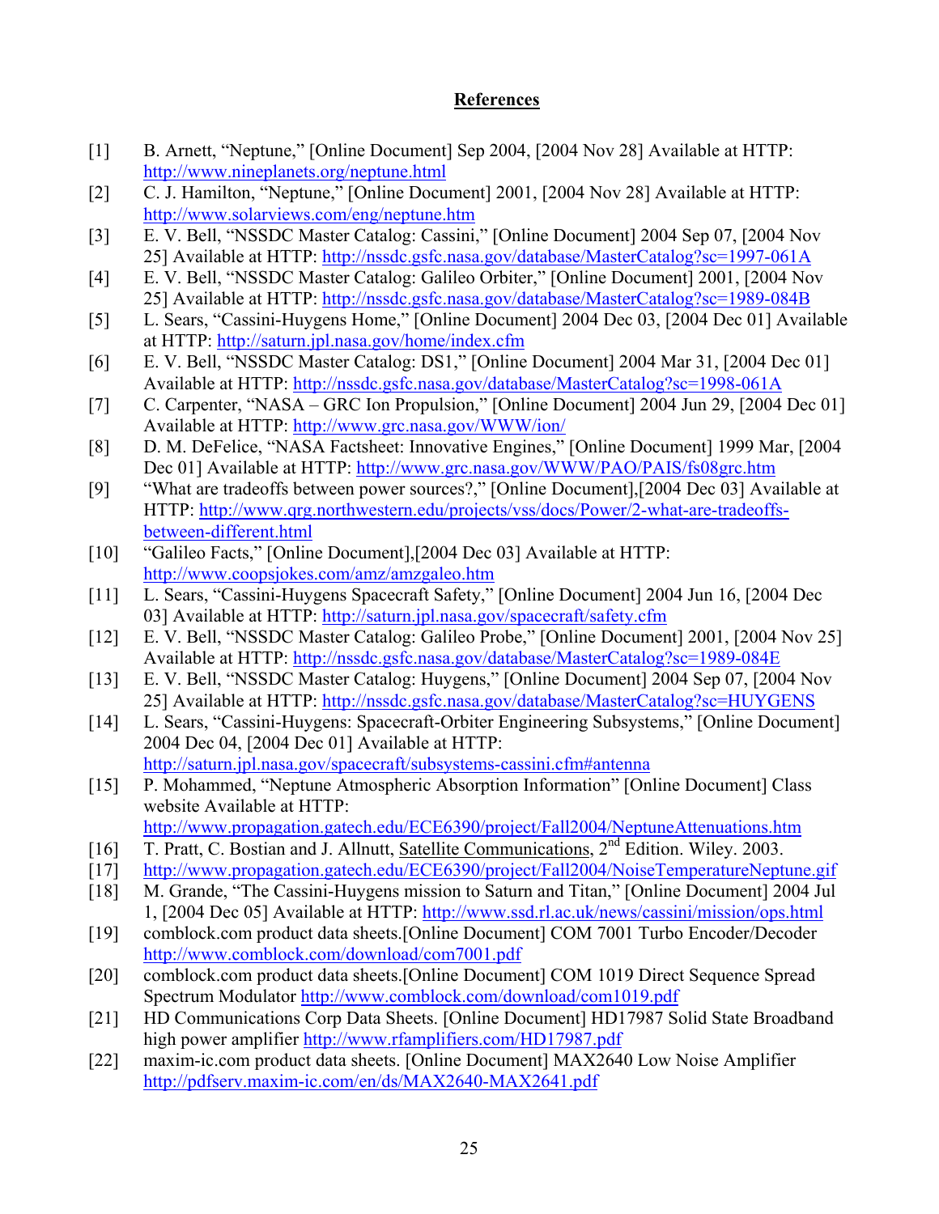## References

[1] B. Arnett, "Neptune," [Online Document] Sep 2004, [2004 Nov 28] Available at HTTP: http://www.nineplanets.org/neptune.html

[2] C. J. Hamilton, "Neptune," [Online Document] 2001, [2004 Nov 28] Available at HTTP: http://www.solarviews.com/eng/neptune.htm

[3] E. V. Bell, "NSSDC Master Catalog: Cassini," [Online Document] 2004 Sep 07, [2004 Nov 25] Available at HTTP: http://nssdc.gsfc.nasa.gov/database/MasterCatalog?sc=1997-061A

[4] E. V. Bell, "NSSDC Master Catalog: Galileo Orbiter," [Online Document] 2001, [2004 Nov 25] Available at HTTP: http://nssdc.gsfc.nasa.gov/database/MasterCatalog?sc=1989-084B

[5] L. Sears, "Cassini-Huygens Home," [Online Document] 2004 Dec 03, [2004 Dec 01] Available at HTTP: http://saturn.jpl.nasa.gov/home/index.cfm

[6] E. V. Bell, "NSSDC Master Catalog: DS1," [Online Document] 2004 Mar 31, [2004 Dec 01] Available at HTTP: http://nssdc.gsfc.nasa.gov/database/MasterCatalog?sc=1998-061A

[7] C. Carpenter, "NASA – GRC Ion Propulsion," [Online Document] 2004 Jun 29, [2004 Dec 01] Available at HTTP: http://www.grc.nasa.gov/WWW/ion/

[8] D. M. DeFelice, "NASA Factsheet: Innovative Engines," [Online Document] 1999 Mar, [2004 Dec 01] Available at HTTP: http://www.grc.nasa.gov/WWW/PAO/PAIS/fs08grc.htm

[9] "What are tradeoffs between power sources?," [Online Document],[2004 Dec 03] Available at HTTP: http://www.qrg.northwestern.edu/projects/vss/docs/Power/2-what-are-tradeoffs-between-different.html

[10] "Galileo Facts," [Online Document],[2004 Dec 03] Available at HTTP: http://www.coopsjokes.com/amz/amzgaleo.htm

[11] L. Sears, "Cassini-Huygens Spacecraft Safety," [Online Document] 2004 Jun 16, [2004 Dec 03] Available at HTTP: http://saturn.jpl.nasa.gov/spacecraft/safety.cfm

[12] E. V. Bell, "NSSDC Master Catalog: Galileo Probe," [Online Document] 2001, [2004 Nov 25] Available at HTTP: http://nssdc.gsfc.nasa.gov/database/MasterCatalog?sc=1989-084E

[13] E. V. Bell, "NSSDC Master Catalog: Huygens," [Online Document] 2004 Sep 07, [2004 Nov 25] Available at HTTP: http://nssdc.gsfc.nasa.gov/database/MasterCatalog?sc=HUYGENS

[14] L. Sears, "Cassini-Huygens: Spacecraft-Orbiter Engineering Subsystems," [Online Document] 2004 Dec 04, [2004 Dec 01] Available at HTTP: http://saturn.jpl.nasa.gov/spacecraft/subsystems-cassini.cfm#antenna

[15] P. Mohammed, "Neptune Atmospheric Absorption Information" [Online Document] Class website Available at HTTP: http://www.propagation.gatech.edu/ECE6390/project/Fall2004/NeptuneAttenuations.htm

[16] T. Pratt, C. Bostian and J. Allnutt, Satellite Communications, 2nd Edition. Wiley. 2003.

[17] http://www.propagation.gatech.edu/ECE6390/project/Fall2004/NoiseTemperatureNeptune.gif

[18] M. Grande, "The Cassini-Huygens mission to Saturn and Titan," [Online Document] 2004 Jul 1, [2004 Dec 05] Available at HTTP: http://www.ssd.rl.ac.uk/news/cassini/mission/ops.html

[19] comblock.com product data sheets.[Online Document] COM 7001 Turbo Encoder/Decoder http://www.comblock.com/download/com7001.pdf

[20] comblock.com product data sheets.[Online Document] COM 1019 Direct Sequence Spread Spectrum Modulator http://www.comblock.com/download/com1019.pdf

[21] HD Communications Corp Data Sheets. [Online Document] HD17987 Solid State Broadband high power amplifier http://www.rfamplifiers.com/HD17987.pdf

[22] maxim-ic.com product data sheets. [Online Document] MAX2640 Low Noise Amplifier http://pdfserv.maxim-ic.com/en/ds/MAX2640-MAX2641.pdf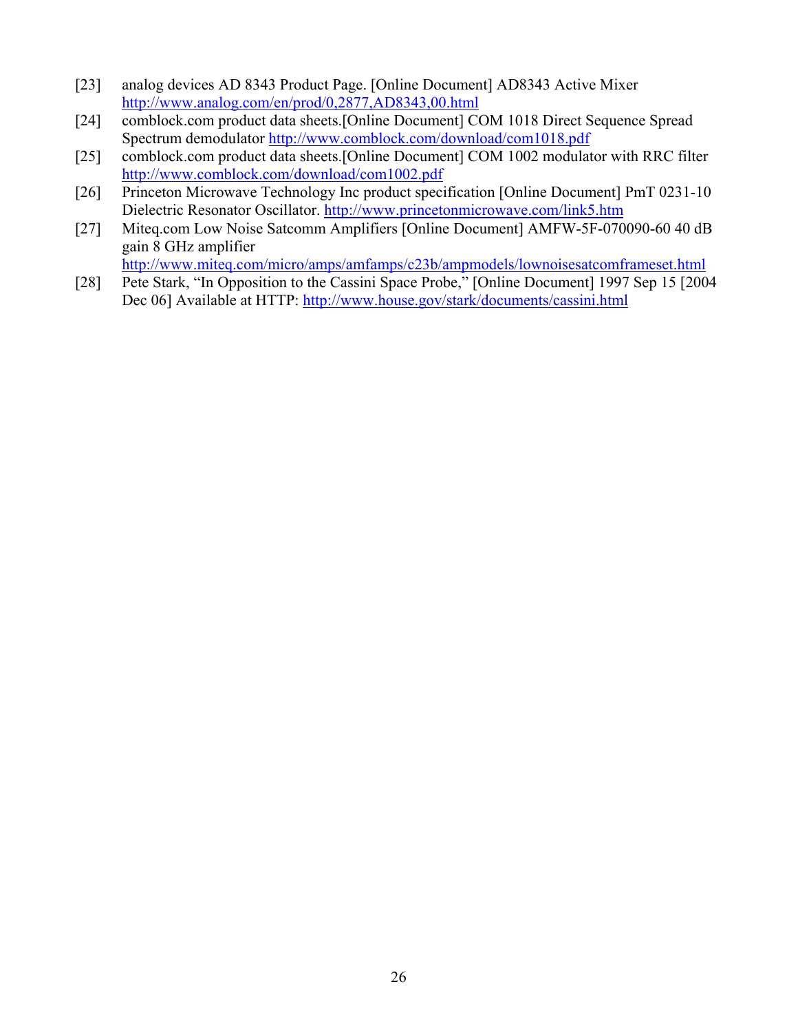[23] analog devices AD 8343 Product Page. [Online Document] AD8343 Active Mixer http://www.analog.com/en/prod/0,2877,AD8343,00.html

[24] comblock.com product data sheets.[Online Document] COM 1018 Direct Sequence Spread Spectrum demodulator http://www.comblock.com/download/com1018.pdf

[25] comblock.com product data sheets.[Online Document] COM 1002 modulator with RRC filter http://www.comblock.com/download/com1002.pdf

[26] Princeton Microwave Technology Inc product specification [Online Document] PmT 0231-10 Dielectric Resonator Oscillator. http://www.princetonmicrowave.com/link5.htm

[27] Miteq.com Low Noise Satcomm Amplifiers [Online Document] AMFW-5F-070090-60 40 dB gain 8 GHz amplifier http://www.miteq.com/micro/amps/amfamps/c23b/ampmodels/lownoisesatcomframeset.html

[28] Pete Stark, "In Opposition to the Cassini Space Probe," [Online Document] 1997 Sep 15 [2004 Dec 06] Available at HTTP: http://www.house.gov/stark/documents/cassini.html